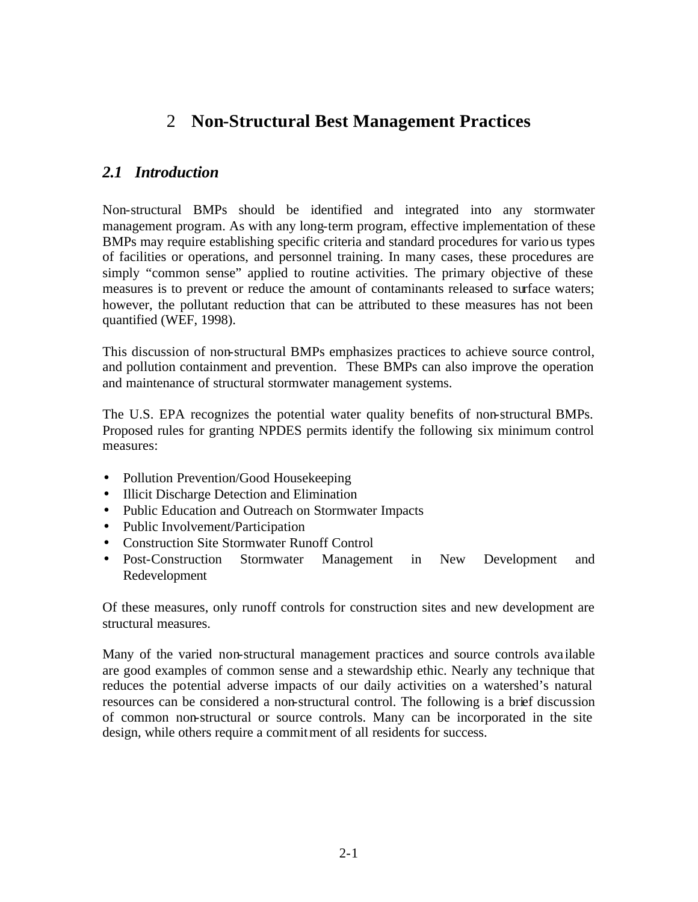# 2 Non-Structural Best Management Practices

## *2.1 Introduction*

Non-structural BMPs should be identified and integrated into any stormwater management program. As with any long-term program, effective implementation of these BMPs may require establishing specific criteria and standard procedures for various types of facilities or operations, and personnel training. In many cases, these procedures are simply "common sense" applied to routine activities. The primary objective of these measures is to prevent or reduce the amount of contaminants released to surface waters; however, the pollutant reduction that can be attributed to these measures has not been quantified (WEF, 1998).

This discussion of non-structural BMPs emphasizes practices to achieve source control, and pollution containment and prevention. These BMPs can also improve the operation and maintenance of structural stormwater management systems.

The U.S. EPA recognizes the potential water quality benefits of non-structural BMPs. Proposed rules for granting NPDES permits identify the following six minimum control measures:

- Pollution Prevention/Good Housekeeping
- Illicit Discharge Detection and Elimination
- Public Education and Outreach on Stormwater Impacts
- Public Involvement/Participation
- Construction Site Stormwater Runoff Control
- Post-Construction Stormwater Management in New Development and Redevelopment

Of these measures, only runoff controls for construction sites and new development are structural measures.

Many of the varied non-structural management practices and source controls available are good examples of common sense and a stewardship ethic. Nearly any technique that reduces the potential adverse impacts of our daily activities on a watershed's natural resources can be considered a non-structural control. The following is a brief discussion of common non-structural or source controls. Many can be incorporated in the site design, while others require a commitment of all residents for success.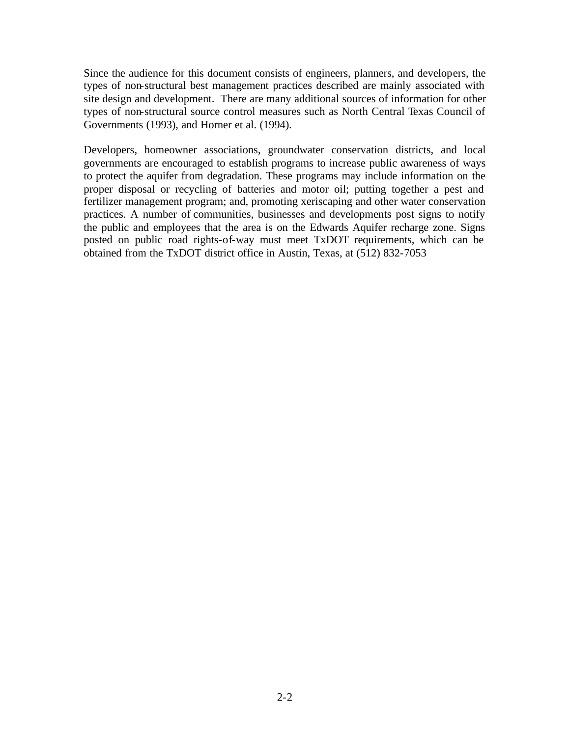Since the audience for this document consists of engineers, planners, and developers, the types of non-structural best management practices described are mainly associated with site design and development. There are many additional sources of information for other types of non-structural source control measures such as North Central Texas Council of Governments (1993), and Horner et al. (1994).

Developers, homeowner associations, groundwater conservation districts, and local governments are encouraged to establish programs to increase public awareness of ways to protect the aquifer from degradation. These programs may include information on the proper disposal or recycling of batteries and motor oil; putting together a pest and fertilizer management program; and, promoting xeriscaping and other water conservation practices. A number of communities, businesses and developments post signs to notify the public and employees that the area is on the Edwards Aquifer recharge zone. Signs posted on public road rights-of-way must meet TxDOT requirements, which can be obtained from the TxDOT district office in Austin, Texas, at (512) 832-7053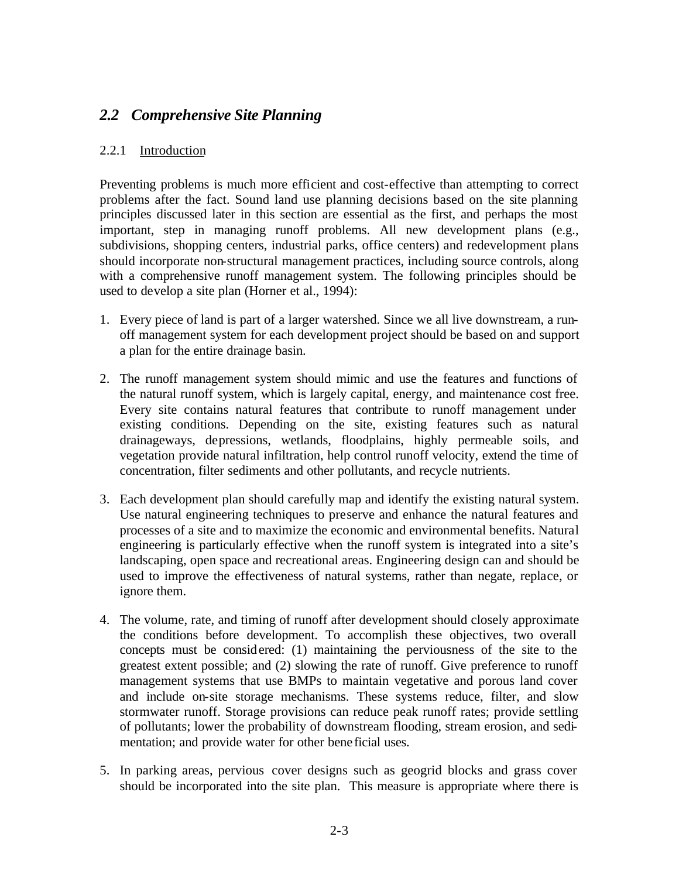## *2.2 Comprehensive Site Planning*

### 2.2.1 Introduction

Preventing problems is much more efficient and cost-effective than attempting to correct problems after the fact. Sound land use planning decisions based on the site planning principles discussed later in this section are essential as the first, and perhaps the most important, step in managing runoff problems. All new development plans (e.g., subdivisions, shopping centers, industrial parks, office centers) and redevelopment plans should incorporate non-structural management practices, including source controls, along with a comprehensive runoff management system. The following principles should be used to develop a site plan (Horner et al., 1994):

1. Every piece of land is part of a larger watershed. Since we all live downstream, a run-off management system for each development project should be based on and support a plan for the entire drainage basin.

2. The runoff management system should mimic and use the features and functions of the natural runoff system, which is largely capital, energy, and maintenance cost free. Every site contains natural features that contribute to runoff management under existing conditions. Depending on the site, existing features such as natural drainageways, depressions, wetlands, floodplains, highly permeable soils, and vegetation provide natural infiltration, help control runoff velocity, extend the time of concentration, filter sediments and other pollutants, and recycle nutrients.

3. Each development plan should carefully map and identify the existing natural system. Use natural engineering techniques to preserve and enhance the natural features and processes of a site and to maximize the economic and environmental benefits. Natural engineering is particularly effective when the runoff system is integrated into a site's landscaping, open space and recreational areas. Engineering design can and should be used to improve the effectiveness of natural systems, rather than negate, replace, or ignore them.

4. The volume, rate, and timing of runoff after development should closely approximate the conditions before development. To accomplish these objectives, two overall concepts must be considered: (1) maintaining the perviousness of the site to the greatest extent possible; and (2) slowing the rate of runoff. Give preference to runoff management systems that use BMPs to maintain vegetative and porous land cover and include on-site storage mechanisms. These systems reduce, filter, and slow stormwater runoff. Storage provisions can reduce peak runoff rates; provide settling of pollutants; lower the probability of downstream flooding, stream erosion, and sedimentation; and provide water for other beneficial uses.

5. In parking areas, pervious cover designs such as geogrid blocks and grass cover should be incorporated into the site plan. This measure is appropriate where there is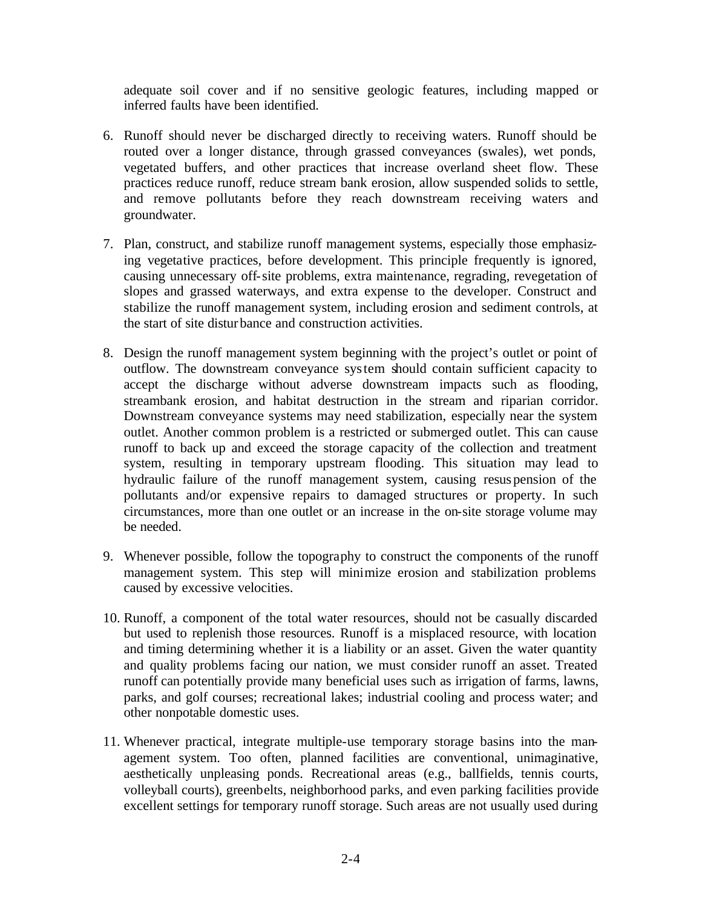adequate soil cover and if no sensitive geologic features, including mapped or inferred faults have been identified.

6. Runoff should never be discharged directly to receiving waters. Runoff should be routed over a longer distance, through grassed conveyances (swales), wet ponds, vegetated buffers, and other practices that increase overland sheet flow. These practices reduce runoff, reduce stream bank erosion, allow suspended solids to settle, and remove pollutants before they reach downstream receiving waters and groundwater.

7. Plan, construct, and stabilize runoff management systems, especially those emphasizing vegetative practices, before development. This principle frequently is ignored, causing unnecessary off-site problems, extra maintenance, regrading, revegetation of slopes and grassed waterways, and extra expense to the developer. Construct and stabilize the runoff management system, including erosion and sediment controls, at the start of site disturbance and construction activities.

8. Design the runoff management system beginning with the project's outlet or point of outflow. The downstream conveyance system should contain sufficient capacity to accept the discharge without adverse downstream impacts such as flooding, streambank erosion, and habitat destruction in the stream and riparian corridor. Downstream conveyance systems may need stabilization, especially near the system outlet. Another common problem is a restricted or submerged outlet. This can cause runoff to back up and exceed the storage capacity of the collection and treatment system, resulting in temporary upstream flooding. This situation may lead to hydraulic failure of the runoff management system, causing resuspension of the pollutants and/or expensive repairs to damaged structures or property. In such circumstances, more than one outlet or an increase in the on-site storage volume may be needed.

9. Whenever possible, follow the topography to construct the components of the runoff management system. This step will minimize erosion and stabilization problems caused by excessive velocities.

10. Runoff, a component of the total water resources, should not be casually discarded but used to replenish those resources. Runoff is a misplaced resource, with location and timing determining whether it is a liability or an asset. Given the water quantity and quality problems facing our nation, we must consider runoff an asset. Treated runoff can potentially provide many beneficial uses such as irrigation of farms, lawns, parks, and golf courses; recreational lakes; industrial cooling and process water; and other nonpotable domestic uses.

11. Whenever practical, integrate multiple-use temporary storage basins into the management system. Too often, planned facilities are conventional, unimaginative, aesthetically unpleasing ponds. Recreational areas (e.g., ballfields, tennis courts, volleyball courts), greenbelts, neighborhood parks, and even parking facilities provide excellent settings for temporary runoff storage. Such areas are not usually used during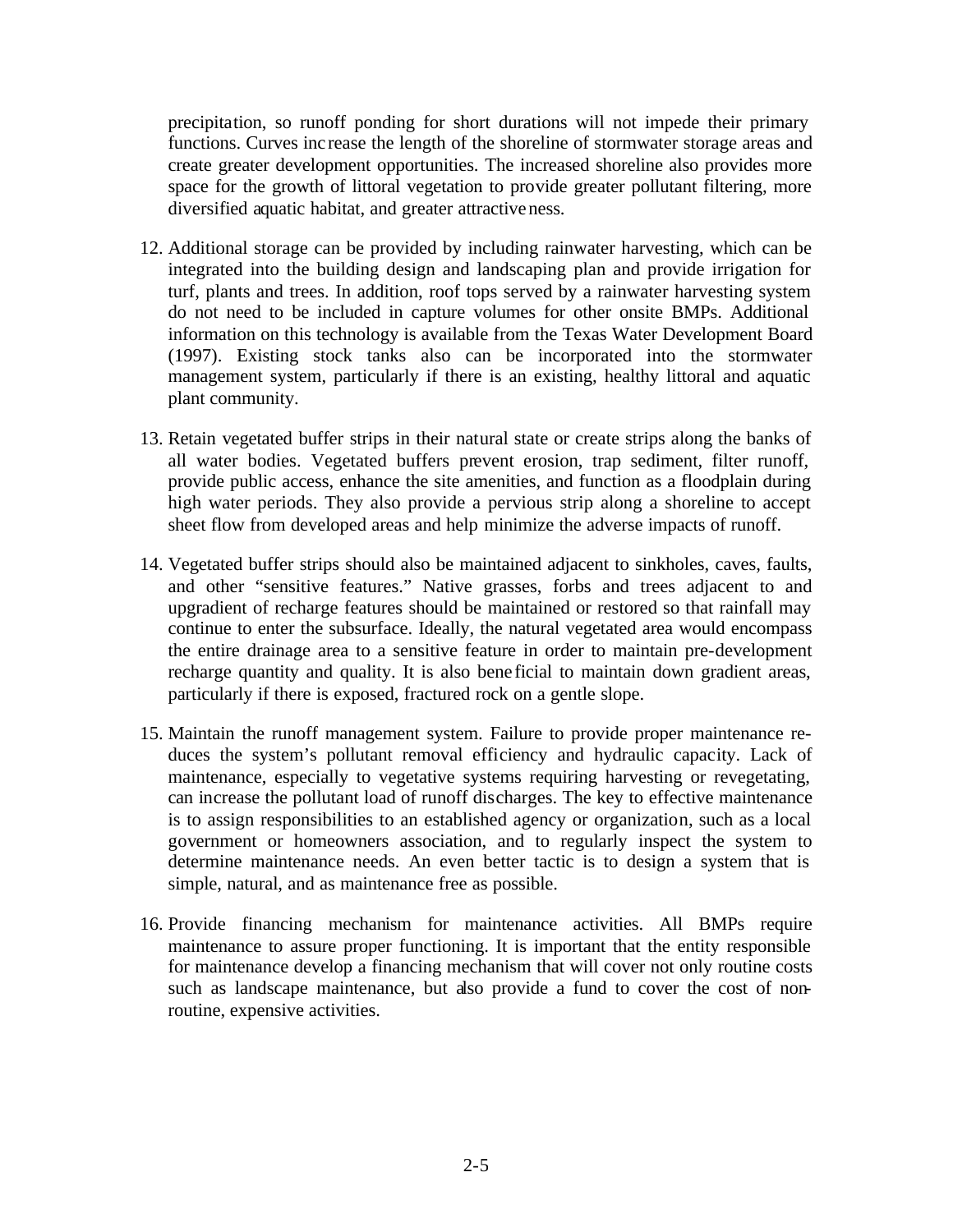precipitation, so runoff ponding for short durations will not impede their primary functions. Curves increase the length of the shoreline of stormwater storage areas and create greater development opportunities. The increased shoreline also provides more space for the growth of littoral vegetation to provide greater pollutant filtering, more diversified aquatic habitat, and greater attractiveness.

12. Additional storage can be provided by including rainwater harvesting, which can be integrated into the building design and landscaping plan and provide irrigation for turf, plants and trees. In addition, roof tops served by a rainwater harvesting system do not need to be included in capture volumes for other onsite BMPs. Additional information on this technology is available from the Texas Water Development Board (1997). Existing stock tanks also can be incorporated into the stormwater management system, particularly if there is an existing, healthy littoral and aquatic plant community.

13. Retain vegetated buffer strips in their natural state or create strips along the banks of all water bodies. Vegetated buffers prevent erosion, trap sediment, filter runoff, provide public access, enhance the site amenities, and function as a floodplain during high water periods. They also provide a pervious strip along a shoreline to accept sheet flow from developed areas and help minimize the adverse impacts of runoff.

14. Vegetated buffer strips should also be maintained adjacent to sinkholes, caves, faults, and other "sensitive features." Native grasses, forbs and trees adjacent to and upgradient of recharge features should be maintained or restored so that rainfall may continue to enter the subsurface. Ideally, the natural vegetated area would encompass the entire drainage area to a sensitive feature in order to maintain pre-development recharge quantity and quality. It is also beneficial to maintain down gradient areas, particularly if there is exposed, fractured rock on a gentle slope.

15. Maintain the runoff management system. Failure to provide proper maintenance reduces the system's pollutant removal efficiency and hydraulic capacity. Lack of maintenance, especially to vegetative systems requiring harvesting or revegetating, can increase the pollutant load of runoff discharges. The key to effective maintenance is to assign responsibilities to an established agency or organization, such as a local government or homeowners association, and to regularly inspect the system to determine maintenance needs. An even better tactic is to design a system that is simple, natural, and as maintenance free as possible.

16. Provide financing mechanism for maintenance activities. All BMPs require maintenance to assure proper functioning. It is important that the entity responsible for maintenance develop a financing mechanism that will cover not only routine costs such as landscape maintenance, but also provide a fund to cover the cost of non-routine, expensive activities.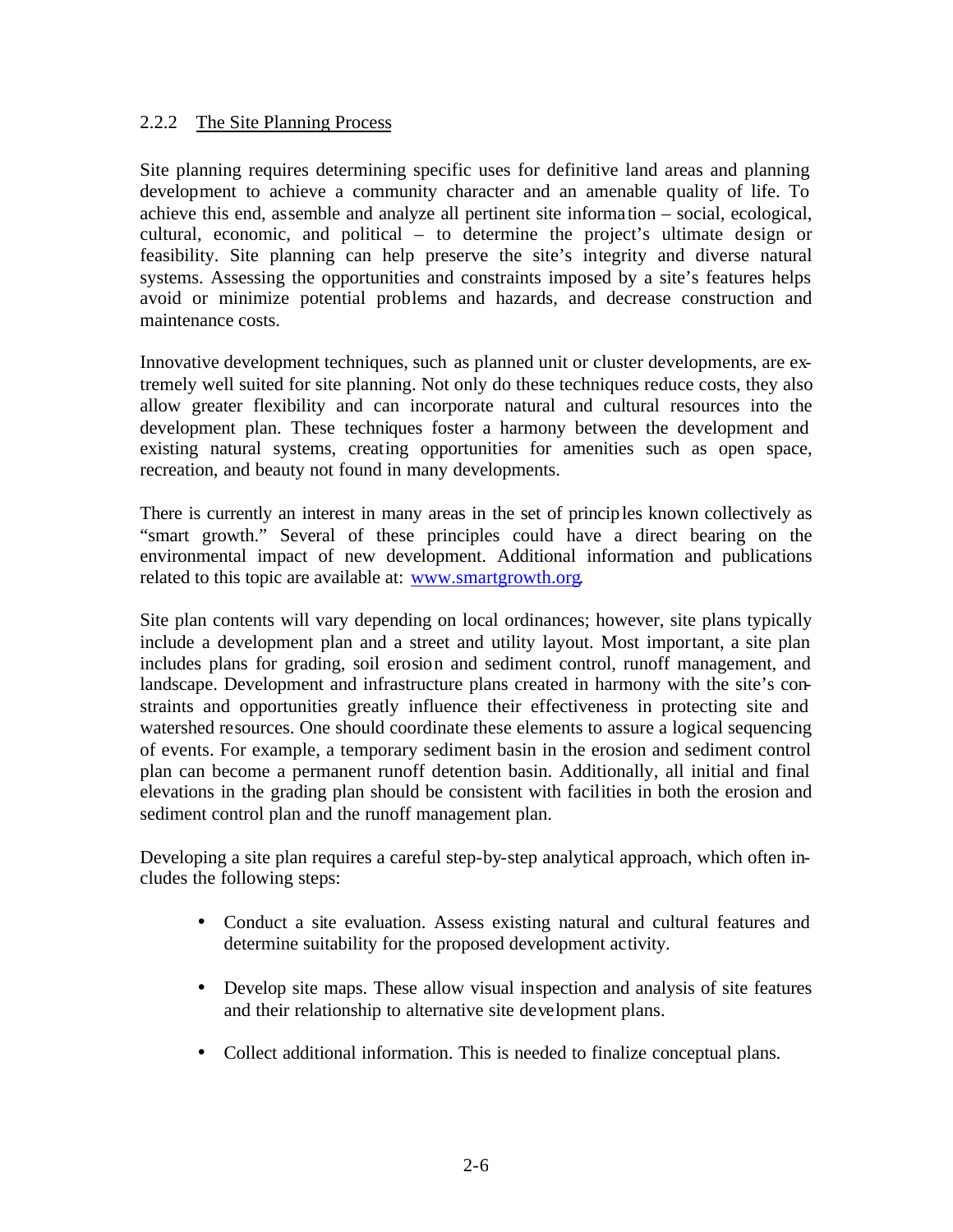### 2.2.2 The Site Planning Process

Site planning requires determining specific uses for definitive land areas and planning development to achieve a community character and an amenable quality of life. To achieve this end, assemble and analyze all pertinent site information – social, ecological, cultural, economic, and political – to determine the project's ultimate design or feasibility. Site planning can help preserve the site's integrity and diverse natural systems. Assessing the opportunities and constraints imposed by a site's features helps avoid or minimize potential problems and hazards, and decrease construction and maintenance costs.

Innovative development techniques, such as planned unit or cluster developments, are extremely well suited for site planning. Not only do these techniques reduce costs, they also allow greater flexibility and can incorporate natural and cultural resources into the development plan. These techniques foster a harmony between the development and existing natural systems, creating opportunities for amenities such as open space, recreation, and beauty not found in many developments.

There is currently an interest in many areas in the set of principles known collectively as "smart growth." Several of these principles could have a direct bearing on the environmental impact of new development. Additional information and publications related to this topic are available at: [www.smartgrowth.org](http://www.smartgrowth.org).

Site plan contents will vary depending on local ordinances; however, site plans typically include a development plan and a street and utility layout. Most important, a site plan includes plans for grading, soil erosion and sediment control, runoff management, and landscape. Development and infrastructure plans created in harmony with the site's constraints and opportunities greatly influence their effectiveness in protecting site and watershed resources. One should coordinate these elements to assure a logical sequencing of events. For example, a temporary sediment basin in the erosion and sediment control plan can become a permanent runoff detention basin. Additionally, all initial and final elevations in the grading plan should be consistent with facilities in both the erosion and sediment control plan and the runoff management plan.

Developing a site plan requires a careful step-by-step analytical approach, which often includes the following steps:

- Conduct a site evaluation. Assess existing natural and cultural features and determine suitability for the proposed development activity.
- Develop site maps. These allow visual inspection and analysis of site features and their relationship to alternative site development plans.
- Collect additional information. This is needed to finalize conceptual plans.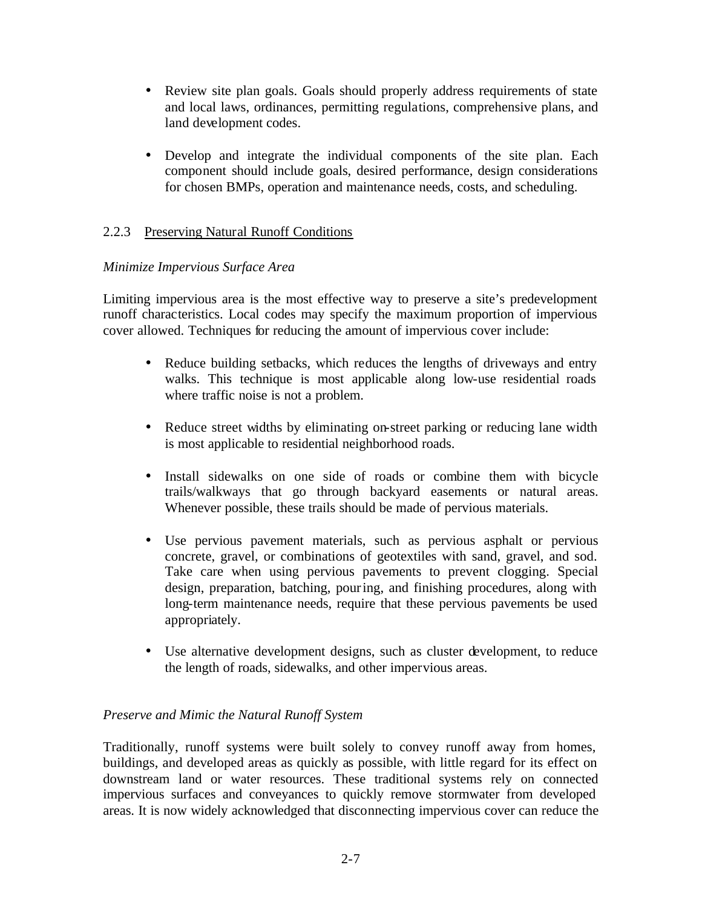- Review site plan goals. Goals should properly address requirements of state and local laws, ordinances, permitting regulations, comprehensive plans, and land development codes.

- Develop and integrate the individual components of the site plan. Each component should include goals, desired performance, design considerations for chosen BMPs, operation and maintenance needs, costs, and scheduling.

### 2.2.3 Preserving Natural Runoff Conditions

*Minimize Impervious Surface Area*

Limiting impervious area is the most effective way to preserve a site's predevelopment runoff characteristics. Local codes may specify the maximum proportion of impervious cover allowed. Techniques for reducing the amount of impervious cover include:

- Reduce building setbacks, which reduces the lengths of driveways and entry walks. This technique is most applicable along low-use residential roads where traffic noise is not a problem.

- Reduce street widths by eliminating on-street parking or reducing lane width is most applicable to residential neighborhood roads.

- Install sidewalks on one side of roads or combine them with bicycle trails/walkways that go through backyard easements or natural areas. Whenever possible, these trails should be made of pervious materials.

- Use pervious pavement materials, such as pervious asphalt or pervious concrete, gravel, or combinations of geotextiles with sand, gravel, and sod. Take care when using pervious pavements to prevent clogging. Special design, preparation, batching, pouring, and finishing procedures, along with long-term maintenance needs, require that these pervious pavements be used appropriately.

- Use alternative development designs, such as cluster development, to reduce the length of roads, sidewalks, and other impervious areas.

*Preserve and Mimic the Natural Runoff System*

Traditionally, runoff systems were built solely to convey runoff away from homes, buildings, and developed areas as quickly as possible, with little regard for its effect on downstream land or water resources. These traditional systems rely on connected impervious surfaces and conveyances to quickly remove stormwater from developed areas. It is now widely acknowledged that disconnecting impervious cover can reduce the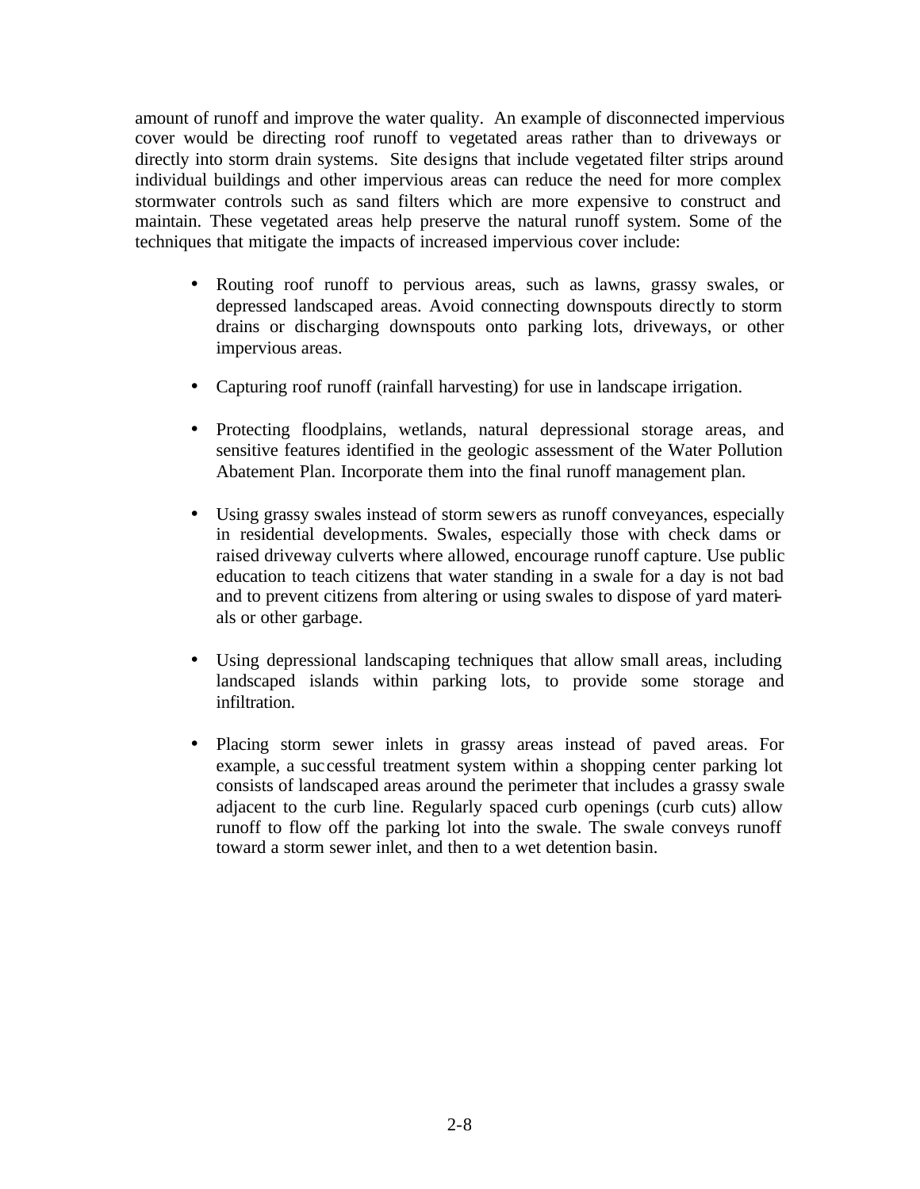amount of runoff and improve the water quality. An example of disconnected impervious cover would be directing roof runoff to vegetated areas rather than to driveways or directly into storm drain systems. Site designs that include vegetated filter strips around individual buildings and other impervious areas can reduce the need for more complex stormwater controls such as sand filters which are more expensive to construct and maintain. These vegetated areas help preserve the natural runoff system. Some of the techniques that mitigate the impacts of increased impervious cover include:

- Routing roof runoff to pervious areas, such as lawns, grassy swales, or depressed landscaped areas. Avoid connecting downspouts directly to storm drains or discharging downspouts onto parking lots, driveways, or other impervious areas.

- Capturing roof runoff (rainfall harvesting) for use in landscape irrigation.

- Protecting floodplains, wetlands, natural depressional storage areas, and sensitive features identified in the geologic assessment of the Water Pollution Abatement Plan. Incorporate them into the final runoff management plan.

- Using grassy swales instead of storm sewers as runoff conveyances, especially in residential developments. Swales, especially those with check dams or raised driveway culverts where allowed, encourage runoff capture. Use public education to teach citizens that water standing in a swale for a day is not bad and to prevent citizens from altering or using swales to dispose of yard materials or other garbage.

- Using depressional landscaping techniques that allow small areas, including landscaped islands within parking lots, to provide some storage and infiltration.

- Placing storm sewer inlets in grassy areas instead of paved areas. For example, a successful treatment system within a shopping center parking lot consists of landscaped areas around the perimeter that includes a grassy swale adjacent to the curb line. Regularly spaced curb openings (curb cuts) allow runoff to flow off the parking lot into the swale. The swale conveys runoff toward a storm sewer inlet, and then to a wet detention basin.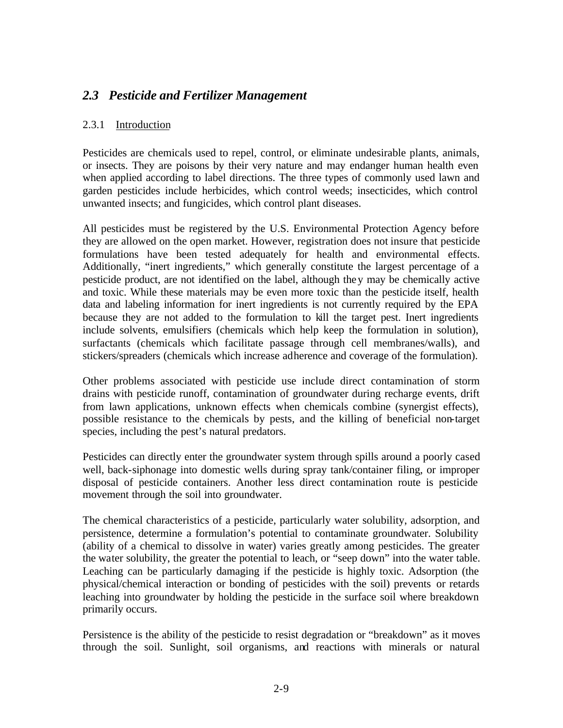## *2.3 Pesticide and Fertilizer Management*

### 2.3.1 Introduction

Pesticides are chemicals used to repel, control, or eliminate undesirable plants, animals, or insects. They are poisons by their very nature and may endanger human health even when applied according to label directions. The three types of commonly used lawn and garden pesticides include herbicides, which control weeds; insecticides, which control unwanted insects; and fungicides, which control plant diseases.

All pesticides must be registered by the U.S. Environmental Protection Agency before they are allowed on the open market. However, registration does not insure that pesticide formulations have been tested adequately for health and environmental effects. Additionally, "inert ingredients," which generally constitute the largest percentage of a pesticide product, are not identified on the label, although they may be chemically active and toxic. While these materials may be even more toxic than the pesticide itself, health data and labeling information for inert ingredients is not currently required by the EPA because they are not added to the formulation to kill the target pest. Inert ingredients include solvents, emulsifiers (chemicals which help keep the formulation in solution), surfactants (chemicals which facilitate passage through cell membranes/walls), and stickers/spreaders (chemicals which increase adherence and coverage of the formulation).

Other problems associated with pesticide use include direct contamination of storm drains with pesticide runoff, contamination of groundwater during recharge events, drift from lawn applications, unknown effects when chemicals combine (synergist effects), possible resistance to the chemicals by pests, and the killing of beneficial non-target species, including the pest's natural predators.

Pesticides can directly enter the groundwater system through spills around a poorly cased well, back-siphonage into domestic wells during spray tank/container filing, or improper disposal of pesticide containers. Another less direct contamination route is pesticide movement through the soil into groundwater.

The chemical characteristics of a pesticide, particularly water solubility, adsorption, and persistence, determine a formulation's potential to contaminate groundwater. Solubility (ability of a chemical to dissolve in water) varies greatly among pesticides. The greater the water solubility, the greater the potential to leach, or "seep down" into the water table. Leaching can be particularly damaging if the pesticide is highly toxic. Adsorption (the physical/chemical interaction or bonding of pesticides with the soil) prevents or retards leaching into groundwater by holding the pesticide in the surface soil where breakdown primarily occurs.

Persistence is the ability of the pesticide to resist degradation or "breakdown" as it moves through the soil. Sunlight, soil organisms, and reactions with minerals or natural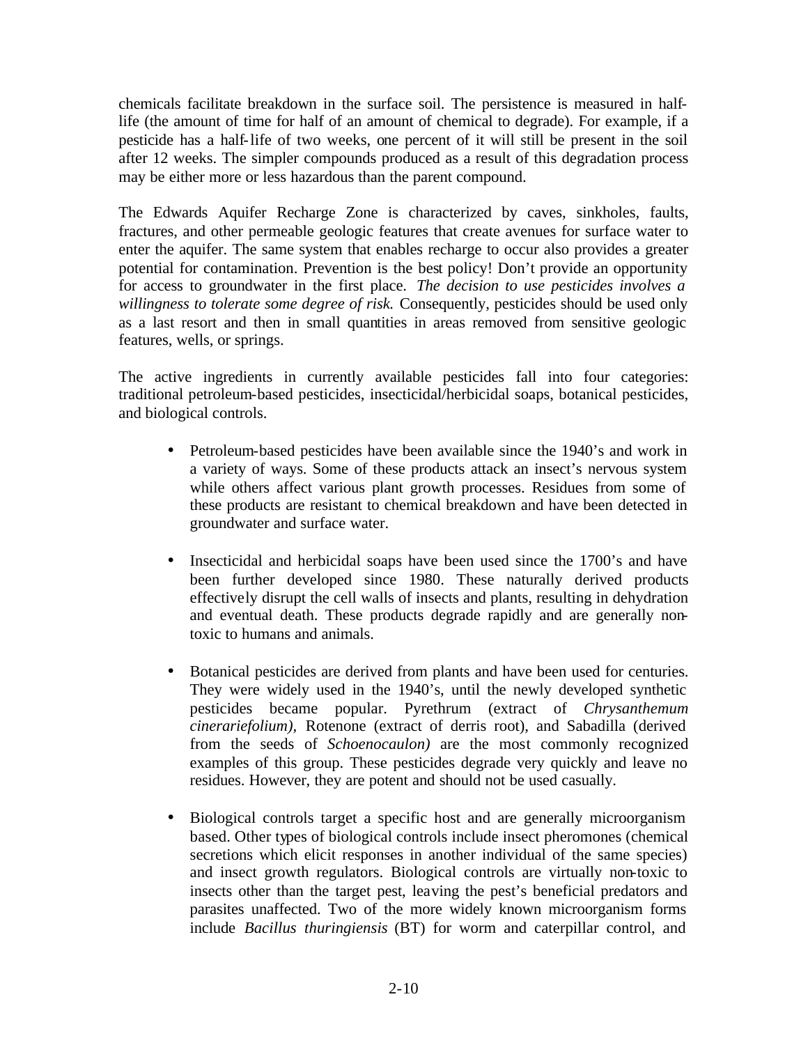chemicals facilitate breakdown in the surface soil. The persistence is measured in half-life (the amount of time for half of an amount of chemical to degrade). For example, if a pesticide has a half-life of two weeks, one percent of it will still be present in the soil after 12 weeks. The simpler compounds produced as a result of this degradation process may be either more or less hazardous than the parent compound.

The Edwards Aquifer Recharge Zone is characterized by caves, sinkholes, faults, fractures, and other permeable geologic features that create avenues for surface water to enter the aquifer. The same system that enables recharge to occur also provides a greater potential for contamination. Prevention is the best policy! Don't provide an opportunity for access to groundwater in the first place. *The decision to use pesticides involves a willingness to tolerate some degree of risk.* Consequently, pesticides should be used only as a last resort and then in small quantities in areas removed from sensitive geologic features, wells, or springs.

The active ingredients in currently available pesticides fall into four categories: traditional petroleum-based pesticides, insecticidal/herbicidal soaps, botanical pesticides, and biological controls.

- Petroleum-based pesticides have been available since the 1940's and work in a variety of ways. Some of these products attack an insect's nervous system while others affect various plant growth processes. Residues from some of these products are resistant to chemical breakdown and have been detected in groundwater and surface water.

- Insecticidal and herbicidal soaps have been used since the 1700's and have been further developed since 1980. These naturally derived products effectively disrupt the cell walls of insects and plants, resulting in dehydration and eventual death. These products degrade rapidly and are generally non-toxic to humans and animals.

- Botanical pesticides are derived from plants and have been used for centuries. They were widely used in the 1940's, until the newly developed synthetic pesticides became popular. Pyrethrum (extract of *Chrysanthemum cinerariefolium),* Rotenone (extract of derris root), and Sabadilla (derived from the seeds of *Schoenocaulon)* are the most commonly recognized examples of this group. These pesticides degrade very quickly and leave no residues. However, they are potent and should not be used casually.

- Biological controls target a specific host and are generally microorganism based. Other types of biological controls include insect pheromones (chemical secretions which elicit responses in another individual of the same species) and insect growth regulators. Biological controls are virtually non-toxic to insects other than the target pest, leaving the pest's beneficial predators and parasites unaffected. Two of the more widely known microorganism forms include *Bacillus thuringiensis* (BT) for worm and caterpillar control, and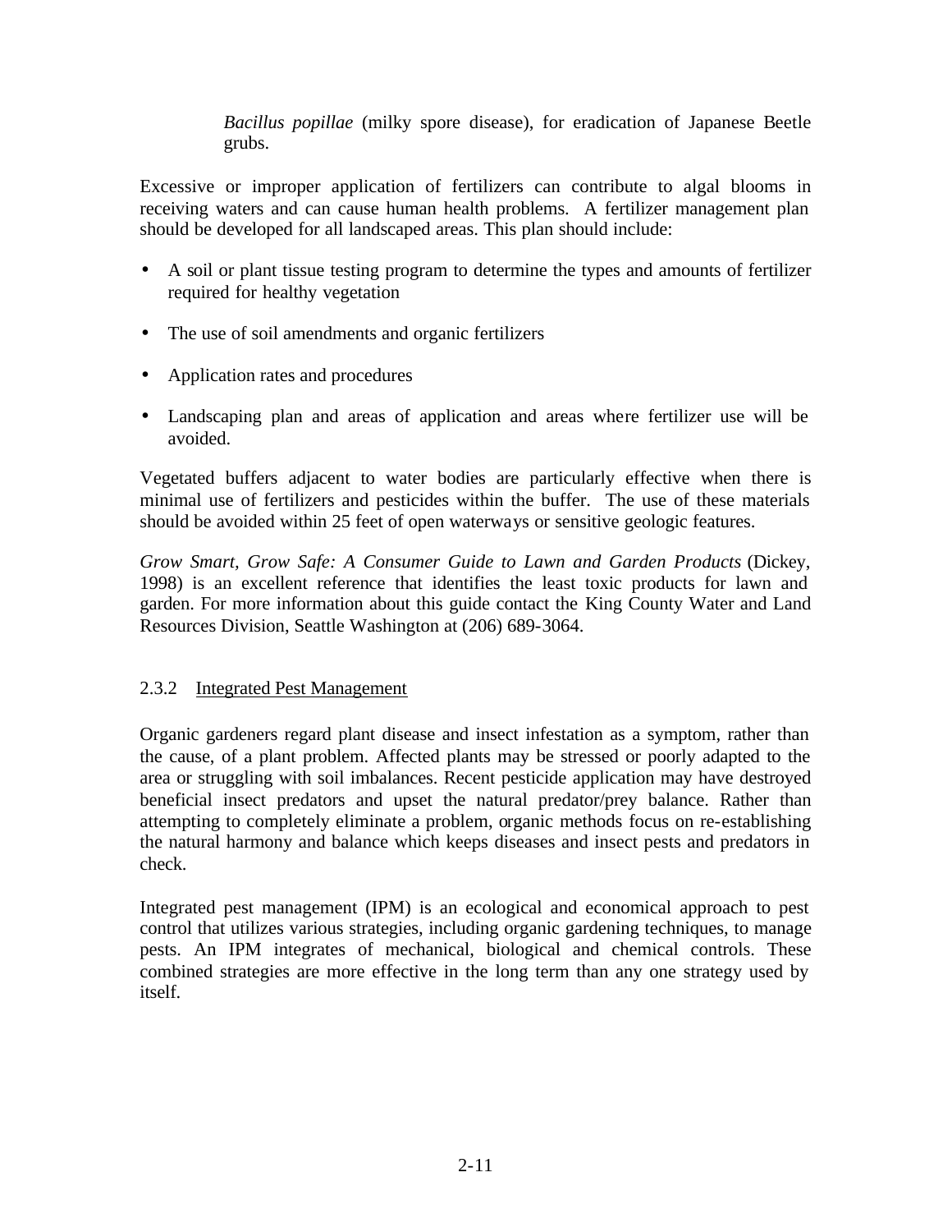*Bacillus popillae* (milky spore disease), for eradication of Japanese Beetle grubs.

Excessive or improper application of fertilizers can contribute to algal blooms in receiving waters and can cause human health problems. A fertilizer management plan should be developed for all landscaped areas. This plan should include:

- A soil or plant tissue testing program to determine the types and amounts of fertilizer required for healthy vegetation
- The use of soil amendments and organic fertilizers
- Application rates and procedures
- Landscaping plan and areas of application and areas where fertilizer use will be avoided.

Vegetated buffers adjacent to water bodies are particularly effective when there is minimal use of fertilizers and pesticides within the buffer. The use of these materials should be avoided within 25 feet of open waterways or sensitive geologic features.

*Grow Smart, Grow Safe: A Consumer Guide to Lawn and Garden Products* (Dickey, 1998) is an excellent reference that identifies the least toxic products for lawn and garden. For more information about this guide contact the King County Water and Land Resources Division, Seattle Washington at (206) 689-3064.

### 2.3.2 Integrated Pest Management

Organic gardeners regard plant disease and insect infestation as a symptom, rather than the cause, of a plant problem. Affected plants may be stressed or poorly adapted to the area or struggling with soil imbalances. Recent pesticide application may have destroyed beneficial insect predators and upset the natural predator/prey balance. Rather than attempting to completely eliminate a problem, organic methods focus on re-establishing the natural harmony and balance which keeps diseases and insect pests and predators in check.

Integrated pest management (IPM) is an ecological and economical approach to pest control that utilizes various strategies, including organic gardening techniques, to manage pests. An IPM integrates of mechanical, biological and chemical controls. These combined strategies are more effective in the long term than any one strategy used by itself.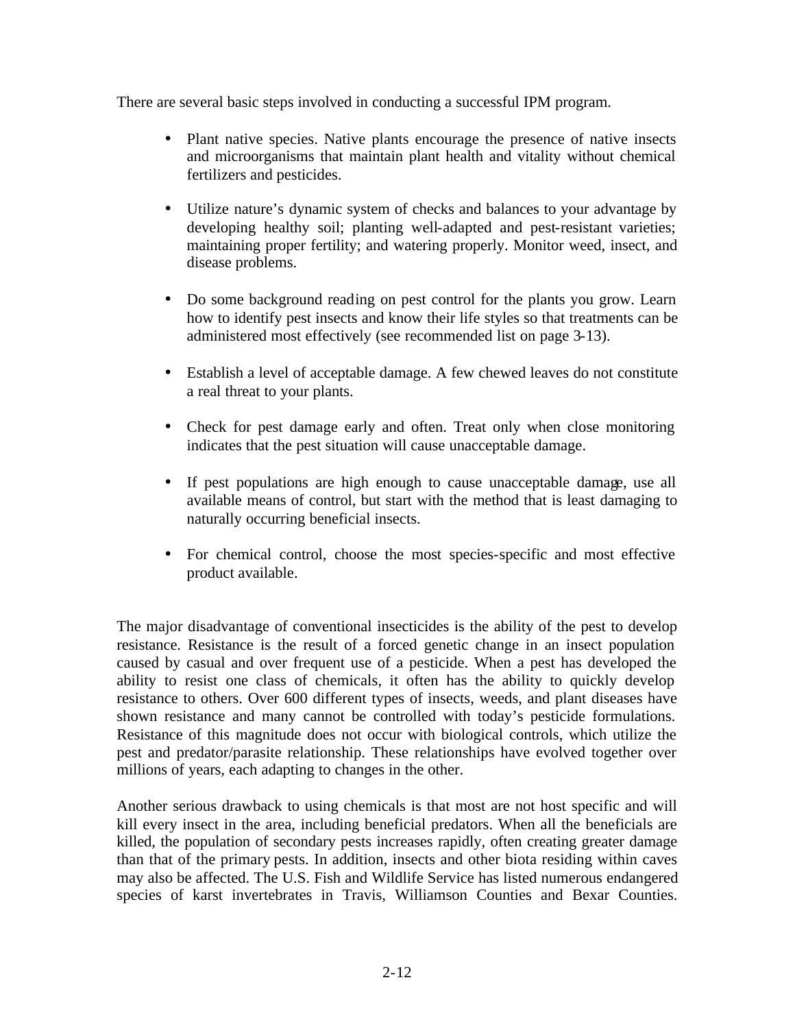There are several basic steps involved in conducting a successful IPM program.

- Plant native species. Native plants encourage the presence of native insects and microorganisms that maintain plant health and vitality without chemical fertilizers and pesticides.
- Utilize nature's dynamic system of checks and balances to your advantage by developing healthy soil; planting well-adapted and pest-resistant varieties; maintaining proper fertility; and watering properly. Monitor weed, insect, and disease problems.
- Do some background reading on pest control for the plants you grow. Learn how to identify pest insects and know their life styles so that treatments can be administered most effectively (see recommended list on page 3-13).
- Establish a level of acceptable damage. A few chewed leaves do not constitute a real threat to your plants.
- Check for pest damage early and often. Treat only when close monitoring indicates that the pest situation will cause unacceptable damage.
- If pest populations are high enough to cause unacceptable damage, use all available means of control, but start with the method that is least damaging to naturally occurring beneficial insects.
- For chemical control, choose the most species-specific and most effective product available.

The major disadvantage of conventional insecticides is the ability of the pest to develop resistance. Resistance is the result of a forced genetic change in an insect population caused by casual and over frequent use of a pesticide. When a pest has developed the ability to resist one class of chemicals, it often has the ability to quickly develop resistance to others. Over 600 different types of insects, weeds, and plant diseases have shown resistance and many cannot be controlled with today's pesticide formulations. Resistance of this magnitude does not occur with biological controls, which utilize the pest and predator/parasite relationship. These relationships have evolved together over millions of years, each adapting to changes in the other.

Another serious drawback to using chemicals is that most are not host specific and will kill every insect in the area, including beneficial predators. When all the beneficials are killed, the population of secondary pests increases rapidly, often creating greater damage than that of the primary pests. In addition, insects and other biota residing within caves may also be affected. The U.S. Fish and Wildlife Service has listed numerous endangered species of karst invertebrates in Travis, Williamson Counties and Bexar Counties.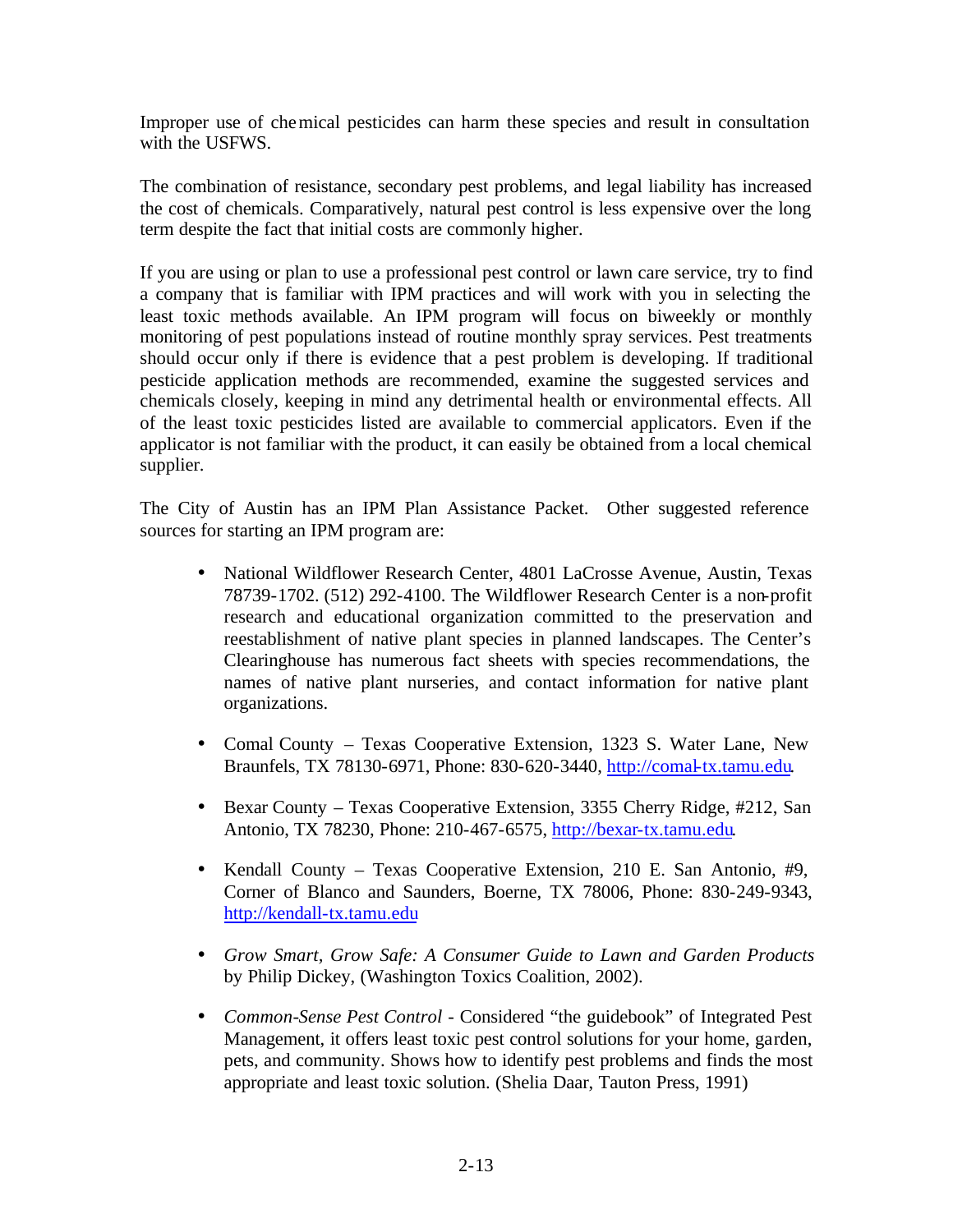Improper use of chemical pesticides can harm these species and result in consultation with the USFWS.

The combination of resistance, secondary pest problems, and legal liability has increased the cost of chemicals. Comparatively, natural pest control is less expensive over the long term despite the fact that initial costs are commonly higher.

If you are using or plan to use a professional pest control or lawn care service, try to find a company that is familiar with IPM practices and will work with you in selecting the least toxic methods available. An IPM program will focus on biweekly or monthly monitoring of pest populations instead of routine monthly spray services. Pest treatments should occur only if there is evidence that a pest problem is developing. If traditional pesticide application methods are recommended, examine the suggested services and chemicals closely, keeping in mind any detrimental health or environmental effects. All of the least toxic pesticides listed are available to commercial applicators. Even if the applicator is not familiar with the product, it can easily be obtained from a local chemical supplier.

The City of Austin has an IPM Plan Assistance Packet. Other suggested reference sources for starting an IPM program are:

- National Wildflower Research Center, 4801 LaCrosse Avenue, Austin, Texas 78739-1702. (512) 292-4100. The Wildflower Research Center is a non-profit research and educational organization committed to the preservation and reestablishment of native plant species in planned landscapes. The Center's Clearinghouse has numerous fact sheets with species recommendations, the names of native plant nurseries, and contact information for native plant organizations.
- Comal County – Texas Cooperative Extension, 1323 S. Water Lane, New Braunfels, TX 78130-6971, Phone: 830-620-3440, http://comal-tx.tamu.edu.
- Bexar County – Texas Cooperative Extension, 3355 Cherry Ridge, #212, San Antonio, TX 78230, Phone: 210-467-6575, http://bexar-tx.tamu.edu.
- Kendall County – Texas Cooperative Extension, 210 E. San Antonio, #9, Corner of Blanco and Saunders, Boerne, TX 78006, Phone: 830-249-9343, http://kendall-tx.tamu.edu
- *Grow Smart, Grow Safe: A Consumer Guide to Lawn and Garden Products* by Philip Dickey, (Washington Toxics Coalition, 2002).
- *Common-Sense Pest Control* - Considered "the guidebook" of Integrated Pest Management, it offers least toxic pest control solutions for your home, garden, pets, and community. Shows how to identify pest problems and finds the most appropriate and least toxic solution. (Shelia Daar, Tauton Press, 1991)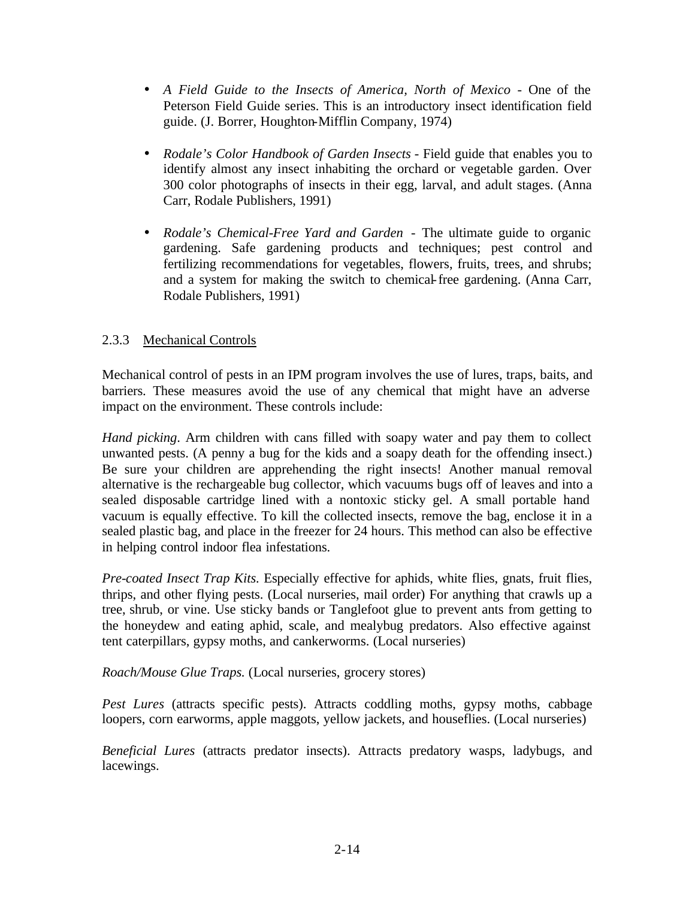- *A Field Guide to the Insects of America, North of Mexico* - One of the Peterson Field Guide series. This is an introductory insect identification field guide. (J. Borrer, Houghton-Mifflin Company, 1974)

- *Rodale's Color Handbook of Garden Insects* - Field guide that enables you to identify almost any insect inhabiting the orchard or vegetable garden. Over 300 color photographs of insects in their egg, larval, and adult stages. (Anna Carr, Rodale Publishers, 1991)

- *Rodale's Chemical-Free Yard and Garden* - The ultimate guide to organic gardening. Safe gardening products and techniques; pest control and fertilizing recommendations for vegetables, flowers, fruits, trees, and shrubs; and a system for making the switch to chemical-free gardening. (Anna Carr, Rodale Publishers, 1991)

### 2.3.3 Mechanical Controls

Mechanical control of pests in an IPM program involves the use of lures, traps, baits, and barriers. These measures avoid the use of any chemical that might have an adverse impact on the environment. These controls include:

*Hand picking*. Arm children with cans filled with soapy water and pay them to collect unwanted pests. (A penny a bug for the kids and a soapy death for the offending insect.) Be sure your children are apprehending the right insects! Another manual removal alternative is the rechargeable bug collector, which vacuums bugs off of leaves and into a sealed disposable cartridge lined with a nontoxic sticky gel. A small portable hand vacuum is equally effective. To kill the collected insects, remove the bag, enclose it in a sealed plastic bag, and place in the freezer for 24 hours. This method can also be effective in helping control indoor flea infestations.

*Pre-coated Insect Trap Kits*. Especially effective for aphids, white flies, gnats, fruit flies, thrips, and other flying pests. (Local nurseries, mail order) For anything that crawls up a tree, shrub, or vine. Use sticky bands or Tanglefoot glue to prevent ants from getting to the honeydew and eating aphid, scale, and mealybug predators. Also effective against tent caterpillars, gypsy moths, and cankerworms. (Local nurseries)

*Roach/Mouse Glue Traps.* (Local nurseries, grocery stores)

*Pest Lures* (attracts specific pests). Attracts coddling moths, gypsy moths, cabbage loopers, corn earworms, apple maggots, yellow jackets, and houseflies. (Local nurseries)

*Beneficial Lures* (attracts predator insects). Attracts predatory wasps, ladybugs, and lacewings.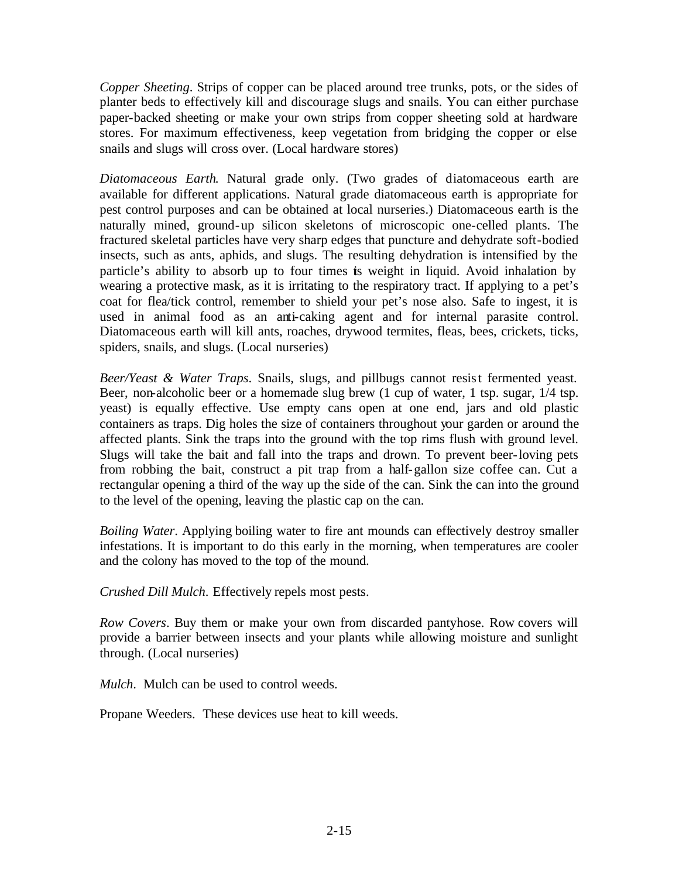*Copper Sheeting*. Strips of copper can be placed around tree trunks, pots, or the sides of planter beds to effectively kill and discourage slugs and snails. You can either purchase paper-backed sheeting or make your own strips from copper sheeting sold at hardware stores. For maximum effectiveness, keep vegetation from bridging the copper or else snails and slugs will cross over. (Local hardware stores)

*Diatomaceous Earth*. Natural grade only. (Two grades of diatomaceous earth are available for different applications. Natural grade diatomaceous earth is appropriate for pest control purposes and can be obtained at local nurseries.) Diatomaceous earth is the naturally mined, ground-up silicon skeletons of microscopic one-celled plants. The fractured skeletal particles have very sharp edges that puncture and dehydrate soft-bodied insects, such as ants, aphids, and slugs. The resulting dehydration is intensified by the particle's ability to absorb up to four times its weight in liquid. Avoid inhalation by wearing a protective mask, as it is irritating to the respiratory tract. If applying to a pet's coat for flea/tick control, remember to shield your pet's nose also. Safe to ingest, it is used in animal food as an anti-caking agent and for internal parasite control. Diatomaceous earth will kill ants, roaches, drywood termites, fleas, bees, crickets, ticks, spiders, snails, and slugs. (Local nurseries)

*Beer/Yeast & Water Traps*. Snails, slugs, and pillbugs cannot resist fermented yeast. Beer, non-alcoholic beer or a homemade slug brew (1 cup of water, 1 tsp. sugar, 1/4 tsp. yeast) is equally effective. Use empty cans open at one end, jars and old plastic containers as traps. Dig holes the size of containers throughout your garden or around the affected plants. Sink the traps into the ground with the top rims flush with ground level. Slugs will take the bait and fall into the traps and drown. To prevent beer-loving pets from robbing the bait, construct a pit trap from a half-gallon size coffee can. Cut a rectangular opening a third of the way up the side of the can. Sink the can into the ground to the level of the opening, leaving the plastic cap on the can.

*Boiling Water*. Applying boiling water to fire ant mounds can effectively destroy smaller infestations. It is important to do this early in the morning, when temperatures are cooler and the colony has moved to the top of the mound.

*Crushed Dill Mulch*. Effectively repels most pests.

*Row Covers*. Buy them or make your own from discarded pantyhose. Row covers will provide a barrier between insects and your plants while allowing moisture and sunlight through. (Local nurseries)

*Mulch*. Mulch can be used to control weeds.

Propane Weeders. These devices use heat to kill weeds.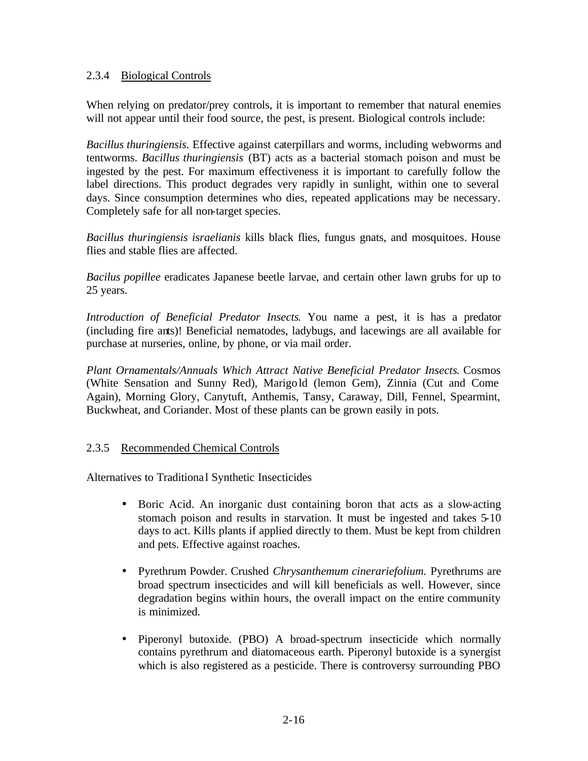### 2.3.4 Biological Controls

When relying on predator/prey controls, it is important to remember that natural enemies will not appear until their food source, the pest, is present. Biological controls include:

*Bacillus thuringiensis*. Effective against caterpillars and worms, including webworms and tentworms. *Bacillus thuringiensis* (BT) acts as a bacterial stomach poison and must be ingested by the pest. For maximum effectiveness it is important to carefully follow the label directions. This product degrades very rapidly in sunlight, within one to several days. Since consumption determines who dies, repeated applications may be necessary. Completely safe for all non-target species.

*Bacillus thuringiensis israelianis* kills black flies, fungus gnats, and mosquitoes. House flies and stable flies are affected.

*Bacilus popillee* eradicates Japanese beetle larvae, and certain other lawn grubs for up to 25 years.

*Introduction of Beneficial Predator Insects*. You name a pest, it is has a predator (including fire ants)! Beneficial nematodes, ladybugs, and lacewings are all available for purchase at nurseries, online, by phone, or via mail order.

*Plant Ornamentals/Annuals Which Attract Native Beneficial Predator Insects*. Cosmos (White Sensation and Sunny Red), Marigold (lemon Gem), Zinnia (Cut and Come Again), Morning Glory, Canytuft, Anthemis, Tansy, Caraway, Dill, Fennel, Spearmint, Buckwheat, and Coriander. Most of these plants can be grown easily in pots.

### 2.3.5 Recommended Chemical Controls

Alternatives to Traditional Synthetic Insecticides

- Boric Acid. An inorganic dust containing boron that acts as a slow-acting stomach poison and results in starvation. It must be ingested and takes 5-10 days to act. Kills plants if applied directly to them. Must be kept from children and pets. Effective against roaches.

- Pyrethrum Powder. Crushed *Chrysanthemum cinerariefolium*. Pyrethrums are broad spectrum insecticides and will kill beneficials as well. However, since degradation begins within hours, the overall impact on the entire community is minimized.

- Piperonyl butoxide. (PBO) A broad-spectrum insecticide which normally contains pyrethrum and diatomaceous earth. Piperonyl butoxide is a synergist which is also registered as a pesticide. There is controversy surrounding PBO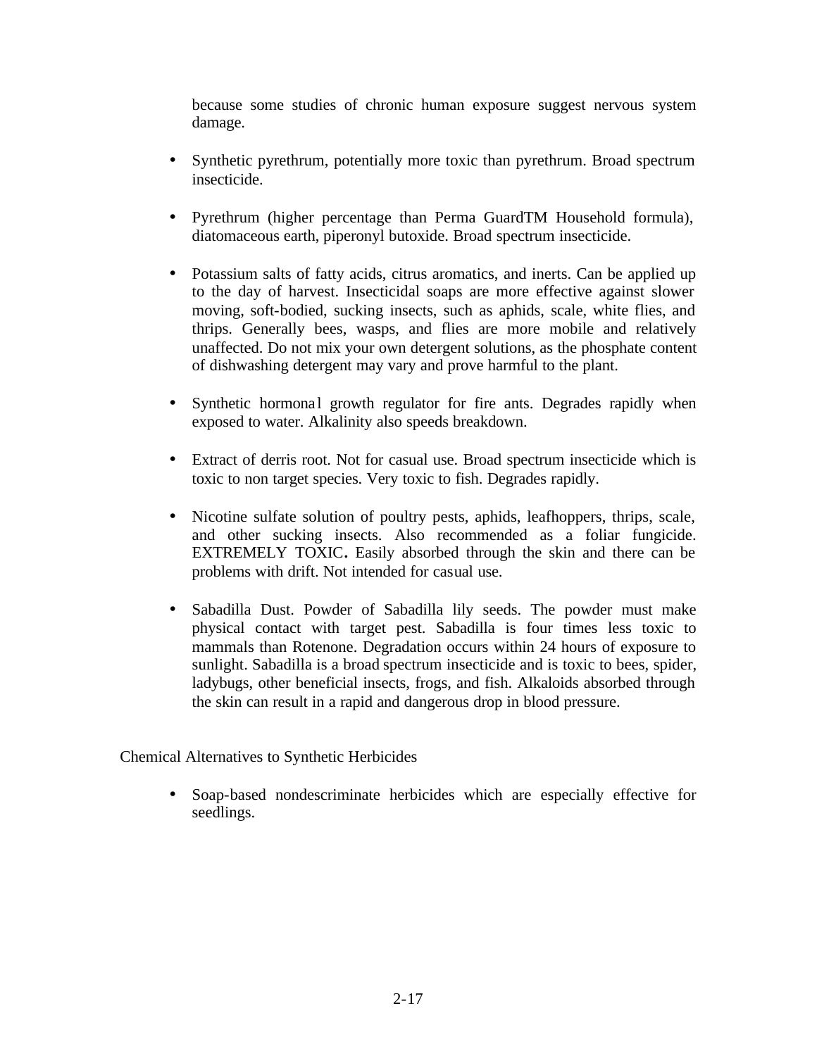because some studies of chronic human exposure suggest nervous system damage.

- Synthetic pyrethrum, potentially more toxic than pyrethrum. Broad spectrum insecticide.

- Pyrethrum (higher percentage than Perma GuardTM Household formula), diatomaceous earth, piperonyl butoxide. Broad spectrum insecticide.

- Potassium salts of fatty acids, citrus aromatics, and inerts. Can be applied up to the day of harvest. Insecticidal soaps are more effective against slower moving, soft-bodied, sucking insects, such as aphids, scale, white flies, and thrips. Generally bees, wasps, and flies are more mobile and relatively unaffected. Do not mix your own detergent solutions, as the phosphate content of dishwashing detergent may vary and prove harmful to the plant.

- Synthetic hormonal growth regulator for fire ants. Degrades rapidly when exposed to water. Alkalinity also speeds breakdown.

- Extract of derris root. Not for casual use. Broad spectrum insecticide which is toxic to non target species. Very toxic to fish. Degrades rapidly.

- Nicotine sulfate solution of poultry pests, aphids, leafhoppers, thrips, scale, and other sucking insects. Also recommended as a foliar fungicide. EXTREMELY TOXIC**.** Easily absorbed through the skin and there can be problems with drift. Not intended for casual use.

- Sabadilla Dust. Powder of Sabadilla lily seeds. The powder must make physical contact with target pest. Sabadilla is four times less toxic to mammals than Rotenone. Degradation occurs within 24 hours of exposure to sunlight. Sabadilla is a broad spectrum insecticide and is toxic to bees, spider, ladybugs, other beneficial insects, frogs, and fish. Alkaloids absorbed through the skin can result in a rapid and dangerous drop in blood pressure.

Chemical Alternatives to Synthetic Herbicides

- Soap-based nondescriminate herbicides which are especially effective for seedlings.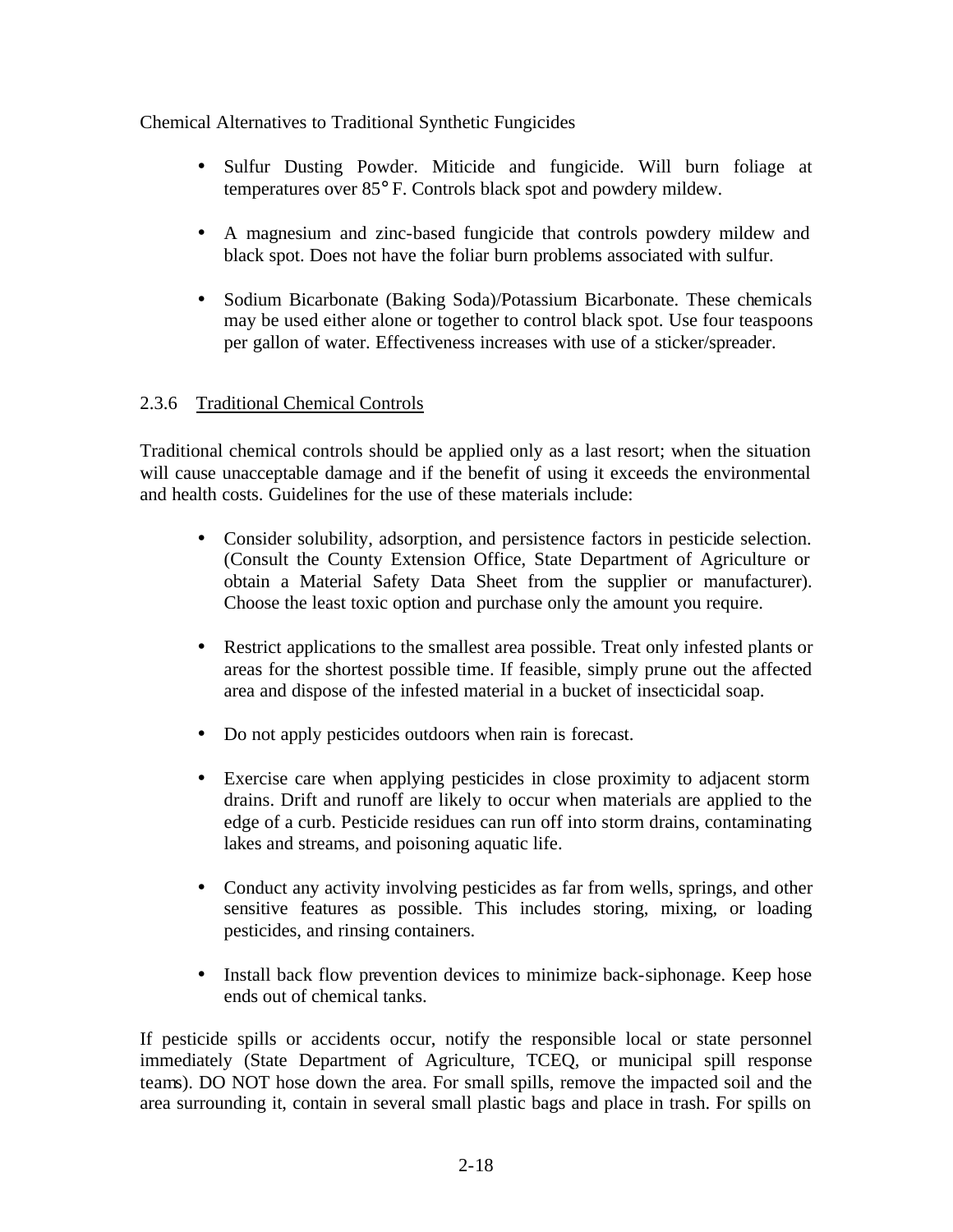Chemical Alternatives to Traditional Synthetic Fungicides

- Sulfur Dusting Powder. Miticide and fungicide. Will burn foliage at temperatures over 85° F. Controls black spot and powdery mildew.

- A magnesium and zinc-based fungicide that controls powdery mildew and black spot. Does not have the foliar burn problems associated with sulfur.

- Sodium Bicarbonate (Baking Soda)/Potassium Bicarbonate. These chemicals may be used either alone or together to control black spot. Use four teaspoons per gallon of water. Effectiveness increases with use of a sticker/spreader.

### 2.3.6 Traditional Chemical Controls

Traditional chemical controls should be applied only as a last resort; when the situation will cause unacceptable damage and if the benefit of using it exceeds the environmental and health costs. Guidelines for the use of these materials include:

- Consider solubility, adsorption, and persistence factors in pesticide selection. (Consult the County Extension Office, State Department of Agriculture or obtain a Material Safety Data Sheet from the supplier or manufacturer). Choose the least toxic option and purchase only the amount you require.

- Restrict applications to the smallest area possible. Treat only infested plants or areas for the shortest possible time. If feasible, simply prune out the affected area and dispose of the infested material in a bucket of insecticidal soap.

- Do not apply pesticides outdoors when rain is forecast.

- Exercise care when applying pesticides in close proximity to adjacent storm drains. Drift and runoff are likely to occur when materials are applied to the edge of a curb. Pesticide residues can run off into storm drains, contaminating lakes and streams, and poisoning aquatic life.

- Conduct any activity involving pesticides as far from wells, springs, and other sensitive features as possible. This includes storing, mixing, or loading pesticides, and rinsing containers.

- Install back flow prevention devices to minimize back-siphonage. Keep hose ends out of chemical tanks.

If pesticide spills or accidents occur, notify the responsible local or state personnel immediately (State Department of Agriculture, TCEQ, or municipal spill response teams). DO NOT hose down the area. For small spills, remove the impacted soil and the area surrounding it, contain in several small plastic bags and place in trash. For spills on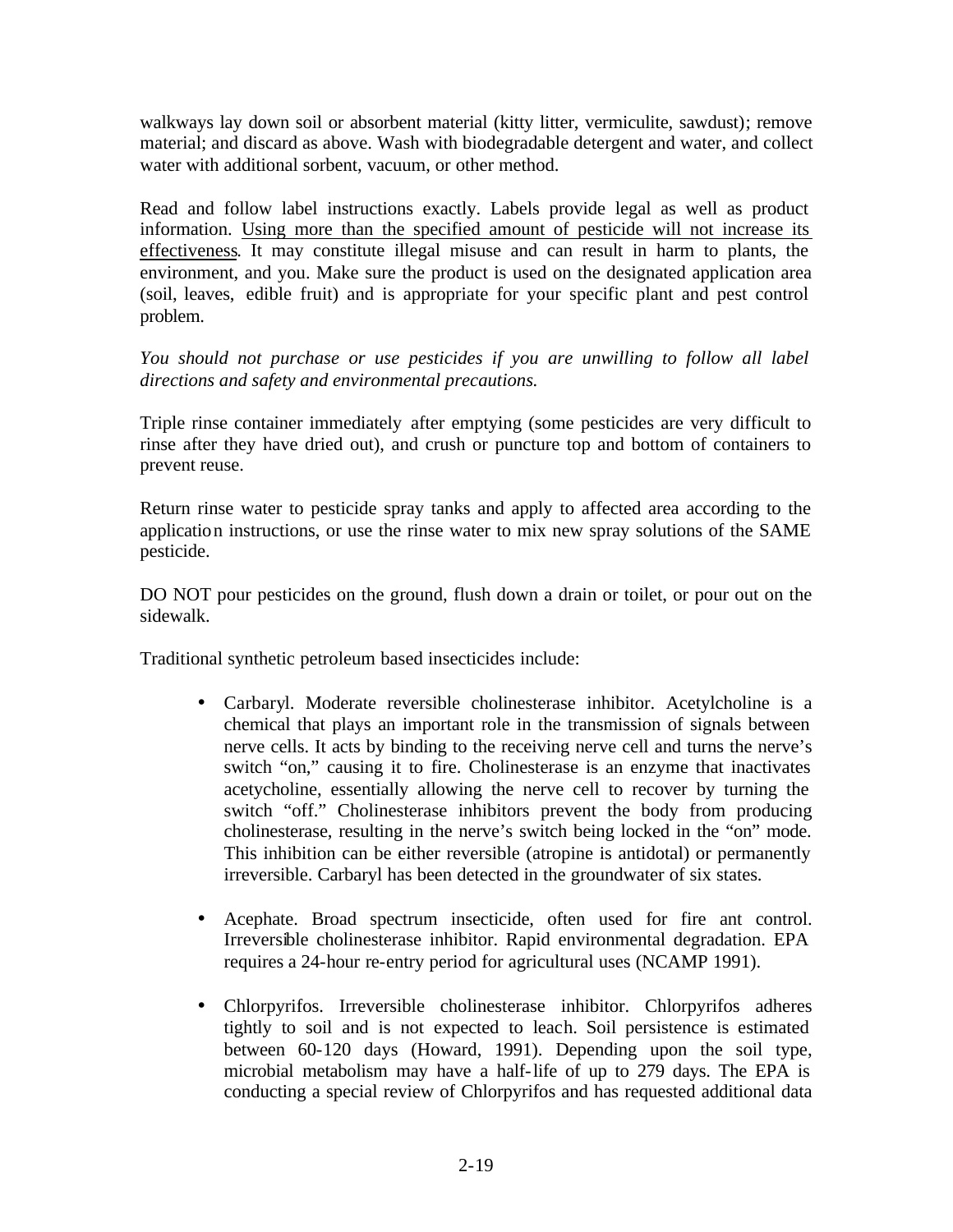walkways lay down soil or absorbent material (kitty litter, vermiculite, sawdust); remove material; and discard as above. Wash with biodegradable detergent and water, and collect water with additional sorbent, vacuum, or other method.

Read and follow label instructions exactly. Labels provide legal as well as product information. <u>Using more than the specified amount of pesticide will not increase its effectiveness</u>. It may constitute illegal misuse and can result in harm to plants, the environment, and you. Make sure the product is used on the designated application area (soil, leaves, edible fruit) and is appropriate for your specific plant and pest control problem.

*You should not purchase or use pesticides if you are unwilling to follow all label directions and safety and environmental precautions.*

Triple rinse container immediately after emptying (some pesticides are very difficult to rinse after they have dried out), and crush or puncture top and bottom of containers to prevent reuse.

Return rinse water to pesticide spray tanks and apply to affected area according to the application instructions, or use the rinse water to mix new spray solutions of the SAME pesticide.

DO NOT pour pesticides on the ground, flush down a drain or toilet, or pour out on the sidewalk.

Traditional synthetic petroleum based insecticides include:

- Carbaryl. Moderate reversible cholinesterase inhibitor. Acetylcholine is a chemical that plays an important role in the transmission of signals between nerve cells. It acts by binding to the receiving nerve cell and turns the nerve's switch "on," causing it to fire. Cholinesterase is an enzyme that inactivates acetycholine, essentially allowing the nerve cell to recover by turning the switch "off." Cholinesterase inhibitors prevent the body from producing cholinesterase, resulting in the nerve's switch being locked in the "on" mode. This inhibition can be either reversible (atropine is antidotal) or permanently irreversible. Carbaryl has been detected in the groundwater of six states.

- Acephate. Broad spectrum insecticide, often used for fire ant control. Irreversible cholinesterase inhibitor. Rapid environmental degradation. EPA requires a 24-hour re-entry period for agricultural uses (NCAMP 1991).

- Chlorpyrifos. Irreversible cholinesterase inhibitor. Chlorpyrifos adheres tightly to soil and is not expected to leach. Soil persistence is estimated between 60-120 days (Howard, 1991). Depending upon the soil type, microbial metabolism may have a half-life of up to 279 days. The EPA is conducting a special review of Chlorpyrifos and has requested additional data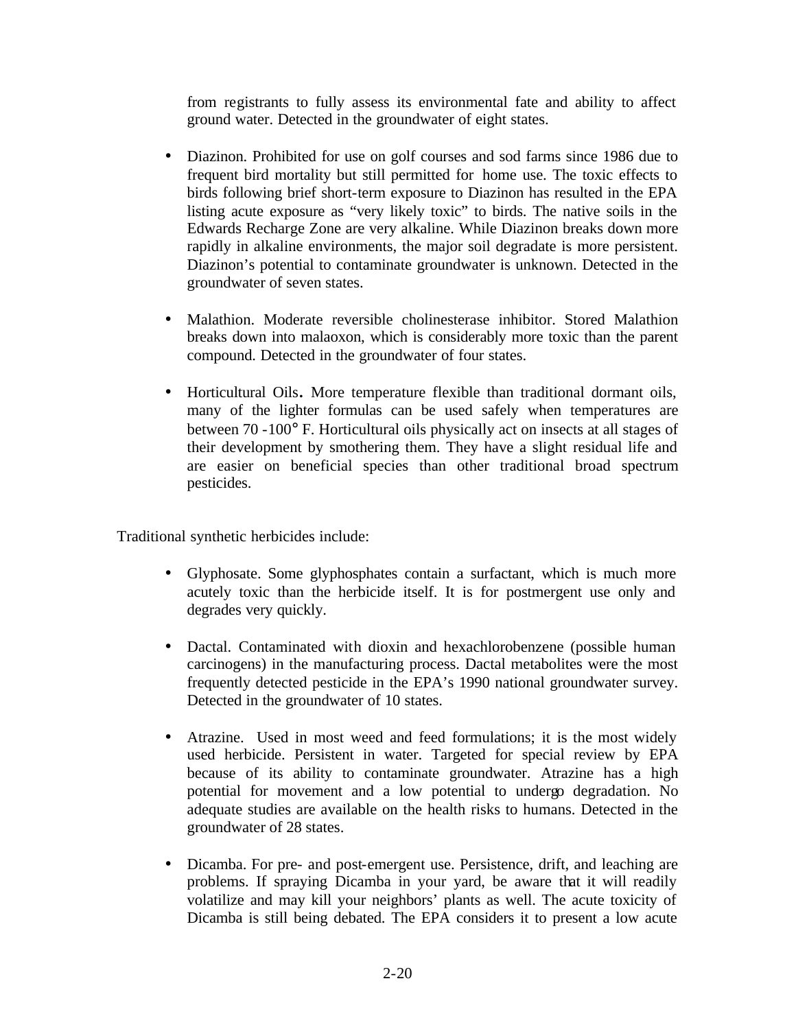from registrants to fully assess its environmental fate and ability to affect ground water. Detected in the groundwater of eight states.

- Diazinon. Prohibited for use on golf courses and sod farms since 1986 due to frequent bird mortality but still permitted for home use. The toxic effects to birds following brief short-term exposure to Diazinon has resulted in the EPA listing acute exposure as "very likely toxic" to birds. The native soils in the Edwards Recharge Zone are very alkaline. While Diazinon breaks down more rapidly in alkaline environments, the major soil degradate is more persistent. Diazinon's potential to contaminate groundwater is unknown. Detected in the groundwater of seven states.

- Malathion. Moderate reversible cholinesterase inhibitor. Stored Malathion breaks down into malaoxon, which is considerably more toxic than the parent compound. Detected in the groundwater of four states.

- Horticultural Oils**.** More temperature flexible than traditional dormant oils, many of the lighter formulas can be used safely when temperatures are between 70 -100° F. Horticultural oils physically act on insects at all stages of their development by smothering them. They have a slight residual life and are easier on beneficial species than other traditional broad spectrum pesticides.

Traditional synthetic herbicides include:

- Glyphosate. Some glyphosphates contain a surfactant, which is much more acutely toxic than the herbicide itself. It is for postmergent use only and degrades very quickly.

- Dactal. Contaminated with dioxin and hexachlorobenzene (possible human carcinogens) in the manufacturing process. Dactal metabolites were the most frequently detected pesticide in the EPA's 1990 national groundwater survey. Detected in the groundwater of 10 states.

- Atrazine. Used in most weed and feed formulations; it is the most widely used herbicide. Persistent in water. Targeted for special review by EPA because of its ability to contaminate groundwater. Atrazine has a high potential for movement and a low potential to undergo degradation. No adequate studies are available on the health risks to humans. Detected in the groundwater of 28 states.

- Dicamba. For pre- and post-emergent use. Persistence, drift, and leaching are problems. If spraying Dicamba in your yard, be aware that it will readily volatilize and may kill your neighbors' plants as well. The acute toxicity of Dicamba is still being debated. The EPA considers it to present a low acute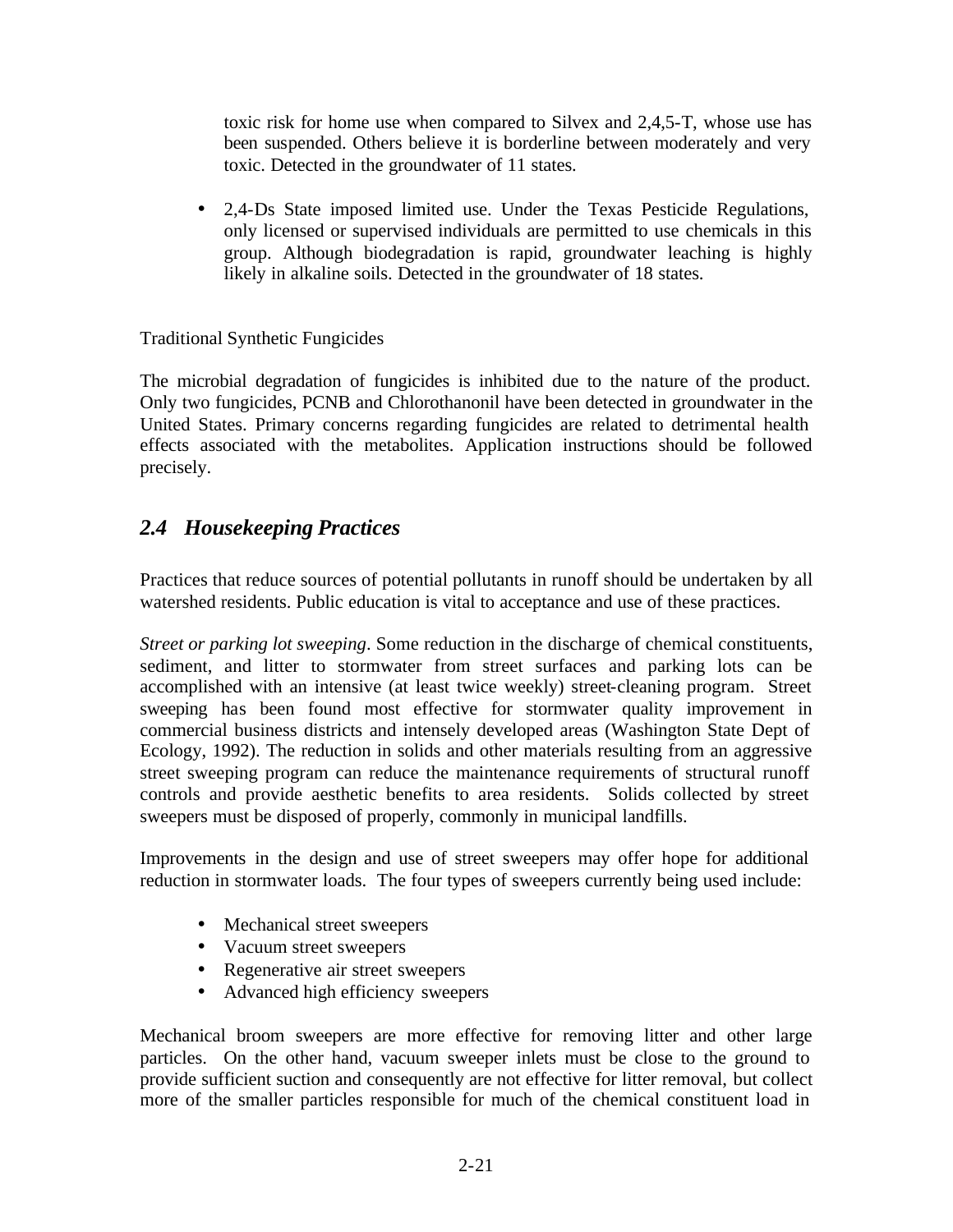toxic risk for home use when compared to Silvex and 2,4,5-T, whose use has been suspended. Others believe it is borderline between moderately and very toxic. Detected in the groundwater of 11 states.

- 2,4-Ds State imposed limited use. Under the Texas Pesticide Regulations, only licensed or supervised individuals are permitted to use chemicals in this group. Although biodegradation is rapid, groundwater leaching is highly likely in alkaline soils. Detected in the groundwater of 18 states.

Traditional Synthetic Fungicides

The microbial degradation of fungicides is inhibited due to the nature of the product. Only two fungicides, PCNB and Chlorothanonil have been detected in groundwater in the United States. Primary concerns regarding fungicides are related to detrimental health effects associated with the metabolites. Application instructions should be followed precisely.

## *2.4 Housekeeping Practices*

Practices that reduce sources of potential pollutants in runoff should be undertaken by all watershed residents. Public education is vital to acceptance and use of these practices.

*Street or parking lot sweeping*. Some reduction in the discharge of chemical constituents, sediment, and litter to stormwater from street surfaces and parking lots can be accomplished with an intensive (at least twice weekly) street-cleaning program. Street sweeping has been found most effective for stormwater quality improvement in commercial business districts and intensely developed areas (Washington State Dept of Ecology, 1992). The reduction in solids and other materials resulting from an aggressive street sweeping program can reduce the maintenance requirements of structural runoff controls and provide aesthetic benefits to area residents. Solids collected by street sweepers must be disposed of properly, commonly in municipal landfills.

Improvements in the design and use of street sweepers may offer hope for additional reduction in stormwater loads. The four types of sweepers currently being used include:

- Mechanical street sweepers
- Vacuum street sweepers
- Regenerative air street sweepers
- Advanced high efficiency sweepers

Mechanical broom sweepers are more effective for removing litter and other large particles. On the other hand, vacuum sweeper inlets must be close to the ground to provide sufficient suction and consequently are not effective for litter removal, but collect more of the smaller particles responsible for much of the chemical constituent load in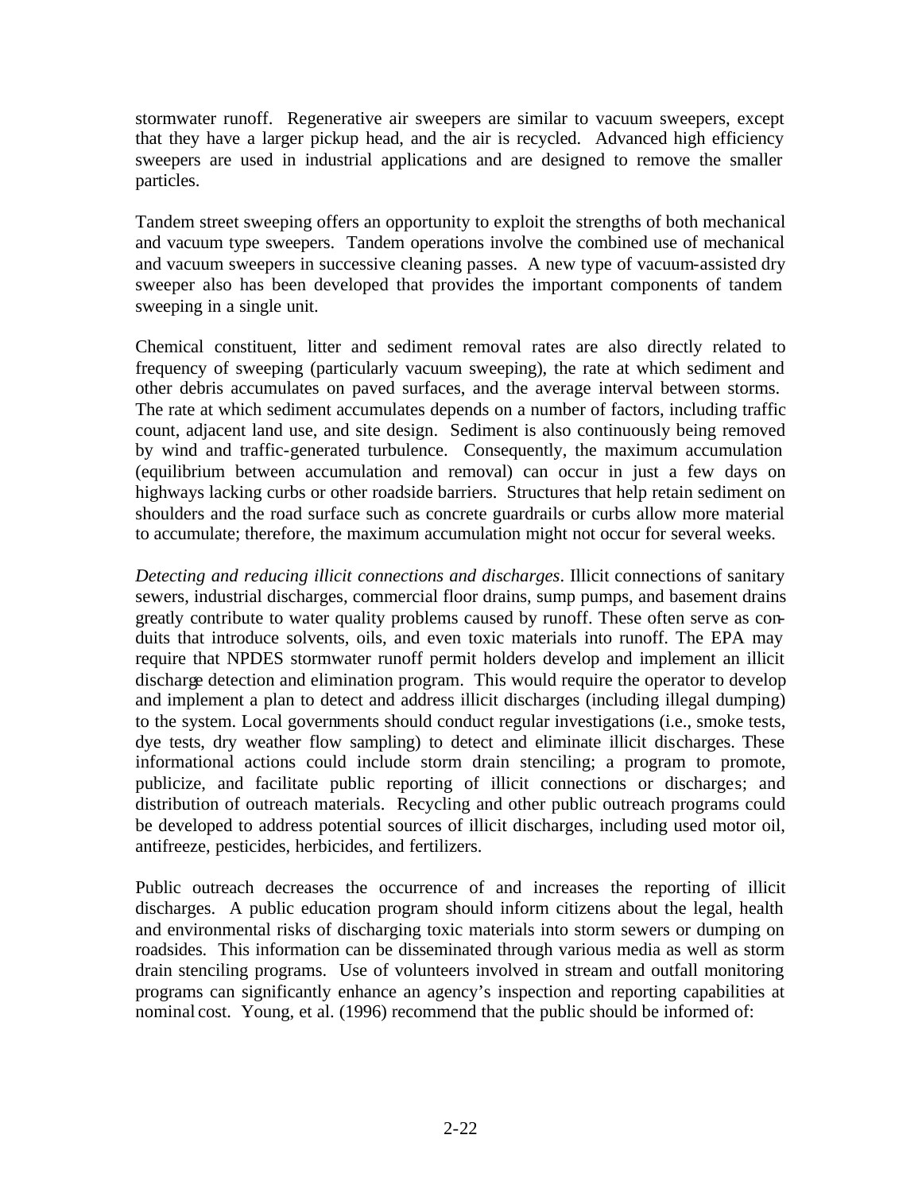stormwater runoff. Regenerative air sweepers are similar to vacuum sweepers, except that they have a larger pickup head, and the air is recycled. Advanced high efficiency sweepers are used in industrial applications and are designed to remove the smaller particles.

Tandem street sweeping offers an opportunity to exploit the strengths of both mechanical and vacuum type sweepers. Tandem operations involve the combined use of mechanical and vacuum sweepers in successive cleaning passes. A new type of vacuum-assisted dry sweeper also has been developed that provides the important components of tandem sweeping in a single unit.

Chemical constituent, litter and sediment removal rates are also directly related to frequency of sweeping (particularly vacuum sweeping), the rate at which sediment and other debris accumulates on paved surfaces, and the average interval between storms. The rate at which sediment accumulates depends on a number of factors, including traffic count, adjacent land use, and site design. Sediment is also continuously being removed by wind and traffic-generated turbulence. Consequently, the maximum accumulation (equilibrium between accumulation and removal) can occur in just a few days on highways lacking curbs or other roadside barriers. Structures that help retain sediment on shoulders and the road surface such as concrete guardrails or curbs allow more material to accumulate; therefore, the maximum accumulation might not occur for several weeks.

*Detecting and reducing illicit connections and discharges*. Illicit connections of sanitary sewers, industrial discharges, commercial floor drains, sump pumps, and basement drains greatly contribute to water quality problems caused by runoff. These often serve as conduits that introduce solvents, oils, and even toxic materials into runoff. The EPA may require that NPDES stormwater runoff permit holders develop and implement an illicit discharge detection and elimination program. This would require the operator to develop and implement a plan to detect and address illicit discharges (including illegal dumping) to the system. Local governments should conduct regular investigations (i.e., smoke tests, dye tests, dry weather flow sampling) to detect and eliminate illicit discharges. These informational actions could include storm drain stenciling; a program to promote, publicize, and facilitate public reporting of illicit connections or discharges; and distribution of outreach materials. Recycling and other public outreach programs could be developed to address potential sources of illicit discharges, including used motor oil, antifreeze, pesticides, herbicides, and fertilizers.

Public outreach decreases the occurrence of and increases the reporting of illicit discharges. A public education program should inform citizens about the legal, health and environmental risks of discharging toxic materials into storm sewers or dumping on roadsides. This information can be disseminated through various media as well as storm drain stenciling programs. Use of volunteers involved in stream and outfall monitoring programs can significantly enhance an agency's inspection and reporting capabilities at nominal cost. Young, et al. (1996) recommend that the public should be informed of: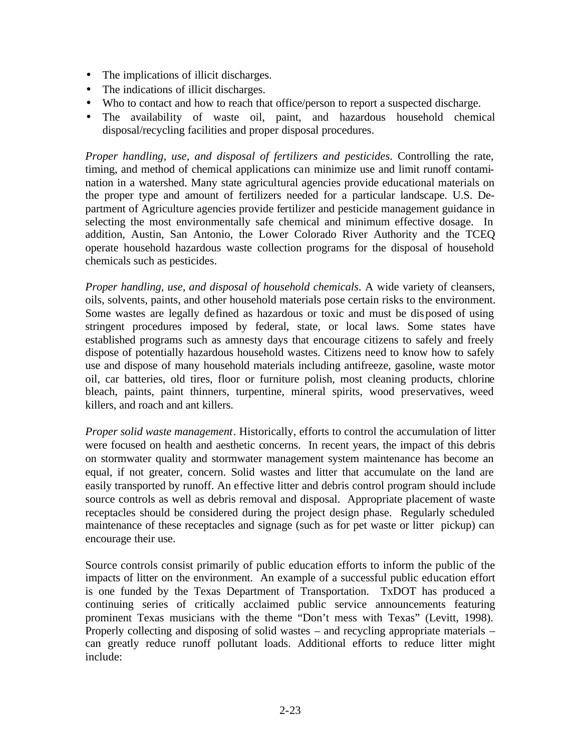- The implications of illicit discharges.
- The indications of illicit discharges.
- Who to contact and how to reach that office/person to report a suspected discharge.
- The availability of waste oil, paint, and hazardous household chemical disposal/recycling facilities and proper disposal procedures.

*Proper handling, use, and disposal of fertilizers and pesticides*. Controlling the rate, timing, and method of chemical applications can minimize use and limit runoff contamination in a watershed. Many state agricultural agencies provide educational materials on the proper type and amount of fertilizers needed for a particular landscape. U.S. Department of Agriculture agencies provide fertilizer and pesticide management guidance in selecting the most environmentally safe chemical and minimum effective dosage. In addition, Austin, San Antonio, the Lower Colorado River Authority and the TCEQ operate household hazardous waste collection programs for the disposal of household chemicals such as pesticides.

*Proper handling, use, and disposal of household chemicals*. A wide variety of cleansers, oils, solvents, paints, and other household materials pose certain risks to the environment. Some wastes are legally defined as hazardous or toxic and must be disposed of using stringent procedures imposed by federal, state, or local laws. Some states have established programs such as amnesty days that encourage citizens to safely and freely dispose of potentially hazardous household wastes. Citizens need to know how to safely use and dispose of many household materials including antifreeze, gasoline, waste motor oil, car batteries, old tires, floor or furniture polish, most cleaning products, chlorine bleach, paints, paint thinners, turpentine, mineral spirits, wood preservatives, weed killers, and roach and ant killers.

*Proper solid waste management*. Historically, efforts to control the accumulation of litter were focused on health and aesthetic concerns. In recent years, the impact of this debris on stormwater quality and stormwater management system maintenance has become an equal, if not greater, concern. Solid wastes and litter that accumulate on the land are easily transported by runoff. An effective litter and debris control program should include source controls as well as debris removal and disposal. Appropriate placement of waste receptacles should be considered during the project design phase. Regularly scheduled maintenance of these receptacles and signage (such as for pet waste or litter pickup) can encourage their use.

Source controls consist primarily of public education efforts to inform the public of the impacts of litter on the environment. An example of a successful public education effort is one funded by the Texas Department of Transportation. TxDOT has produced a continuing series of critically acclaimed public service announcements featuring prominent Texas musicians with the theme "Don't mess with Texas" (Levitt, 1998). Properly collecting and disposing of solid wastes – and recycling appropriate materials – can greatly reduce runoff pollutant loads. Additional efforts to reduce litter might include: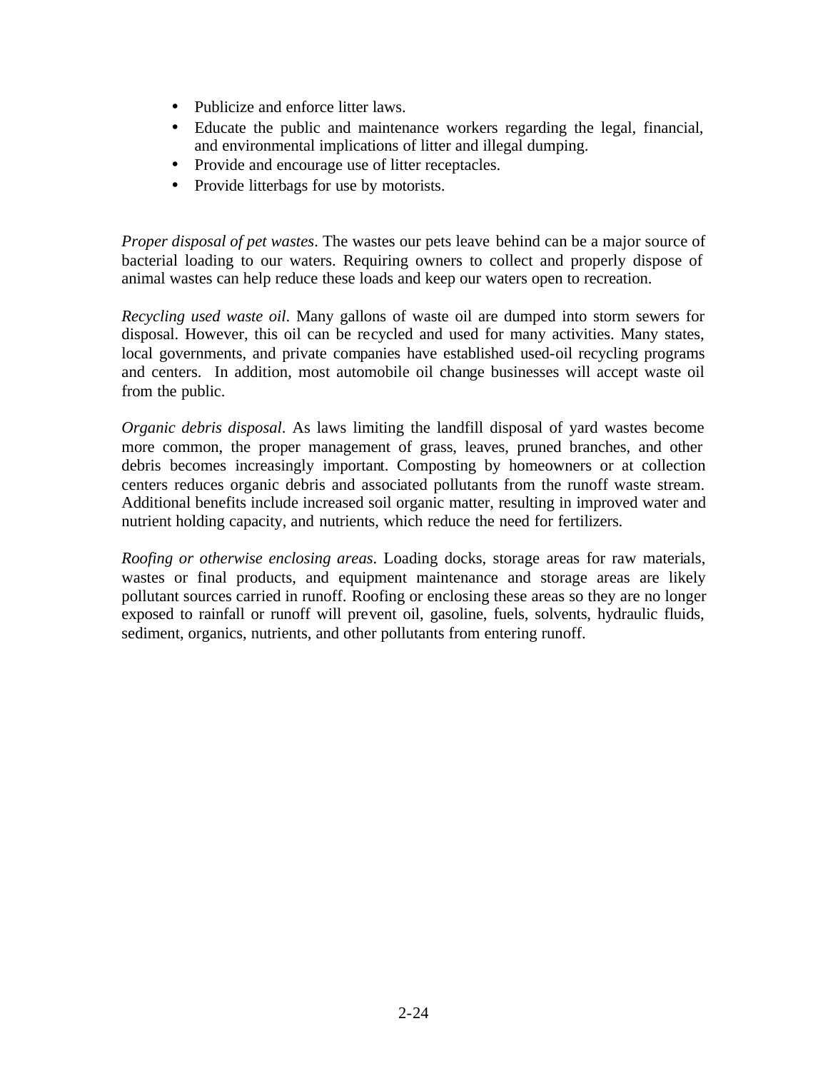- Publicize and enforce litter laws.
- Educate the public and maintenance workers regarding the legal, financial, and environmental implications of litter and illegal dumping.
- Provide and encourage use of litter receptacles.
- Provide litterbags for use by motorists.

*Proper disposal of pet wastes*. The wastes our pets leave behind can be a major source of bacterial loading to our waters. Requiring owners to collect and properly dispose of animal wastes can help reduce these loads and keep our waters open to recreation.

*Recycling used waste oil*. Many gallons of waste oil are dumped into storm sewers for disposal. However, this oil can be recycled and used for many activities. Many states, local governments, and private companies have established used-oil recycling programs and centers. In addition, most automobile oil change businesses will accept waste oil from the public.

*Organic debris disposal*. As laws limiting the landfill disposal of yard wastes become more common, the proper management of grass, leaves, pruned branches, and other debris becomes increasingly important. Composting by homeowners or at collection centers reduces organic debris and associated pollutants from the runoff waste stream. Additional benefits include increased soil organic matter, resulting in improved water and nutrient holding capacity, and nutrients, which reduce the need for fertilizers.

*Roofing or otherwise enclosing areas*. Loading docks, storage areas for raw materials, wastes or final products, and equipment maintenance and storage areas are likely pollutant sources carried in runoff. Roofing or enclosing these areas so they are no longer exposed to rainfall or runoff will prevent oil, gasoline, fuels, solvents, hydraulic fluids, sediment, organics, nutrients, and other pollutants from entering runoff.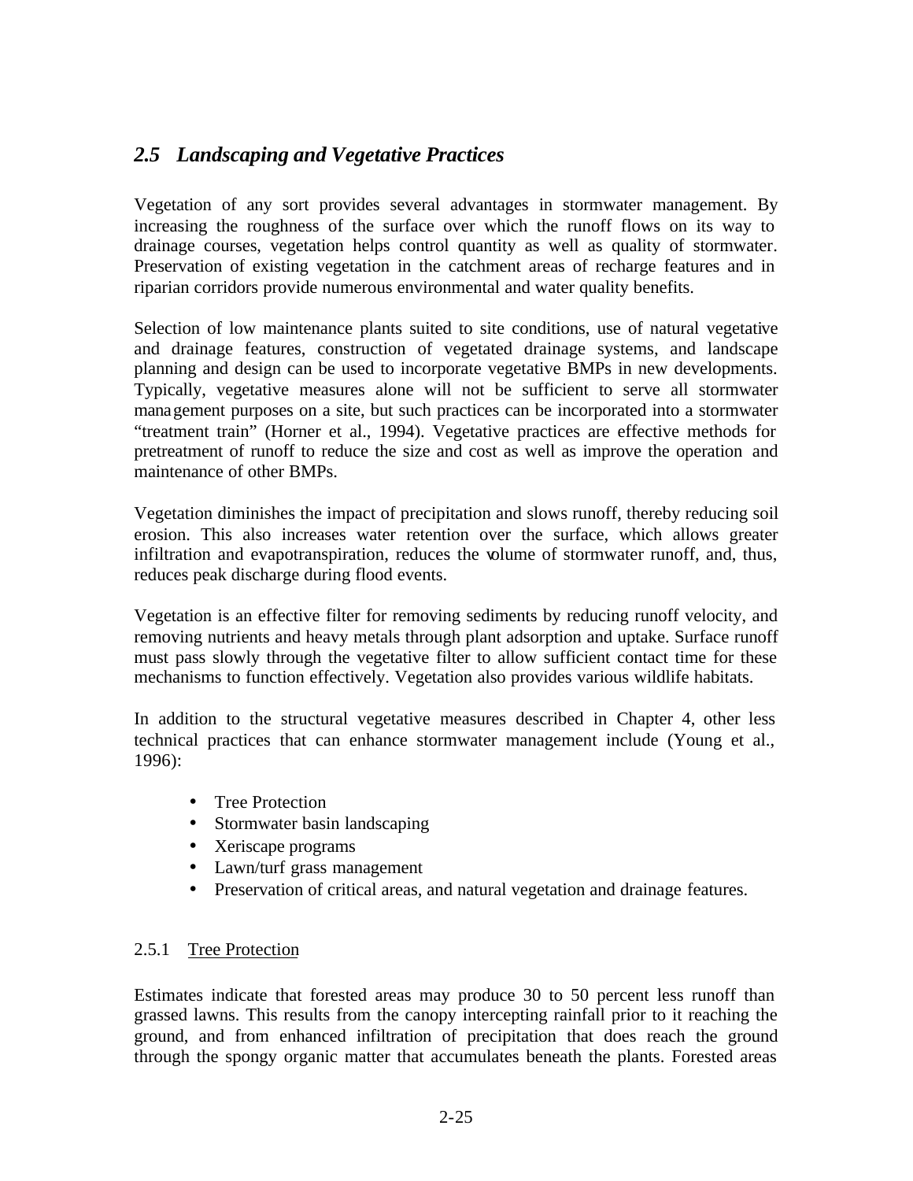## *2.5 Landscaping and Vegetative Practices*

Vegetation of any sort provides several advantages in stormwater management. By increasing the roughness of the surface over which the runoff flows on its way to drainage courses, vegetation helps control quantity as well as quality of stormwater. Preservation of existing vegetation in the catchment areas of recharge features and in riparian corridors provide numerous environmental and water quality benefits.

Selection of low maintenance plants suited to site conditions, use of natural vegetative and drainage features, construction of vegetated drainage systems, and landscape planning and design can be used to incorporate vegetative BMPs in new developments. Typically, vegetative measures alone will not be sufficient to serve all stormwater management purposes on a site, but such practices can be incorporated into a stormwater "treatment train" (Horner et al., 1994). Vegetative practices are effective methods for pretreatment of runoff to reduce the size and cost as well as improve the operation and maintenance of other BMPs.

Vegetation diminishes the impact of precipitation and slows runoff, thereby reducing soil erosion. This also increases water retention over the surface, which allows greater infiltration and evapotranspiration, reduces the volume of stormwater runoff, and, thus, reduces peak discharge during flood events.

Vegetation is an effective filter for removing sediments by reducing runoff velocity, and removing nutrients and heavy metals through plant adsorption and uptake. Surface runoff must pass slowly through the vegetative filter to allow sufficient contact time for these mechanisms to function effectively. Vegetation also provides various wildlife habitats.

In addition to the structural vegetative measures described in Chapter 4, other less technical practices that can enhance stormwater management include (Young et al., 1996):

- Tree Protection
- Stormwater basin landscaping
- Xeriscape programs
- Lawn/turf grass management
- Preservation of critical areas, and natural vegetation and drainage features.

### 2.5.1 Tree Protection

Estimates indicate that forested areas may produce 30 to 50 percent less runoff than grassed lawns. This results from the canopy intercepting rainfall prior to it reaching the ground, and from enhanced infiltration of precipitation that does reach the ground through the spongy organic matter that accumulates beneath the plants. Forested areas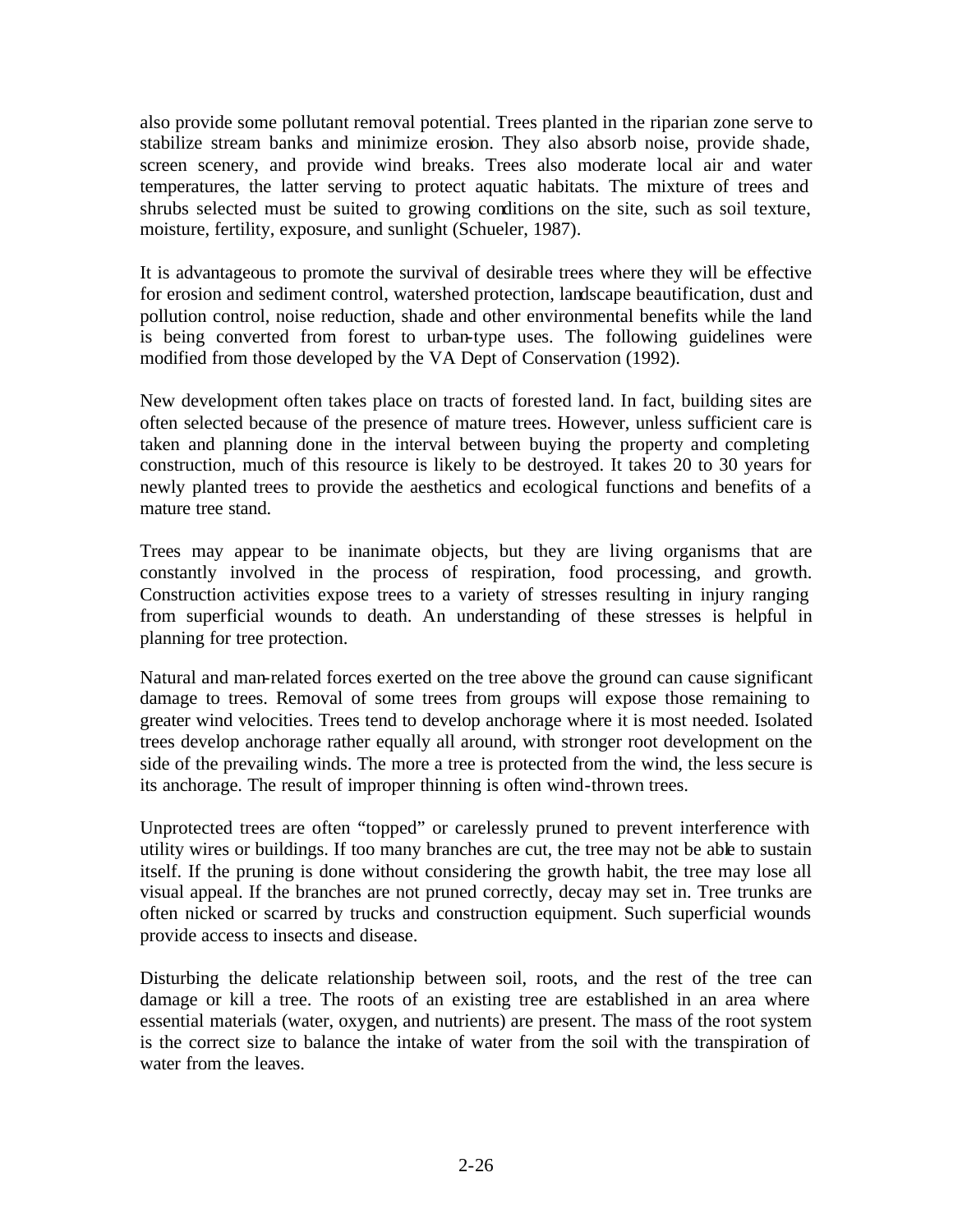also provide some pollutant removal potential. Trees planted in the riparian zone serve to stabilize stream banks and minimize erosion. They also absorb noise, provide shade, screen scenery, and provide wind breaks. Trees also moderate local air and water temperatures, the latter serving to protect aquatic habitats. The mixture of trees and shrubs selected must be suited to growing conditions on the site, such as soil texture, moisture, fertility, exposure, and sunlight (Schueler, 1987).

It is advantageous to promote the survival of desirable trees where they will be effective for erosion and sediment control, watershed protection, landscape beautification, dust and pollution control, noise reduction, shade and other environmental benefits while the land is being converted from forest to urban-type uses. The following guidelines were modified from those developed by the VA Dept of Conservation (1992).

New development often takes place on tracts of forested land. In fact, building sites are often selected because of the presence of mature trees. However, unless sufficient care is taken and planning done in the interval between buying the property and completing construction, much of this resource is likely to be destroyed. It takes 20 to 30 years for newly planted trees to provide the aesthetics and ecological functions and benefits of a mature tree stand.

Trees may appear to be inanimate objects, but they are living organisms that are constantly involved in the process of respiration, food processing, and growth. Construction activities expose trees to a variety of stresses resulting in injury ranging from superficial wounds to death. An understanding of these stresses is helpful in planning for tree protection.

Natural and man-related forces exerted on the tree above the ground can cause significant damage to trees. Removal of some trees from groups will expose those remaining to greater wind velocities. Trees tend to develop anchorage where it is most needed. Isolated trees develop anchorage rather equally all around, with stronger root development on the side of the prevailing winds. The more a tree is protected from the wind, the less secure is its anchorage. The result of improper thinning is often wind-thrown trees.

Unprotected trees are often "topped" or carelessly pruned to prevent interference with utility wires or buildings. If too many branches are cut, the tree may not be able to sustain itself. If the pruning is done without considering the growth habit, the tree may lose all visual appeal. If the branches are not pruned correctly, decay may set in. Tree trunks are often nicked or scarred by trucks and construction equipment. Such superficial wounds provide access to insects and disease.

Disturbing the delicate relationship between soil, roots, and the rest of the tree can damage or kill a tree. The roots of an existing tree are established in an area where essential materials (water, oxygen, and nutrients) are present. The mass of the root system is the correct size to balance the intake of water from the soil with the transpiration of water from the leaves.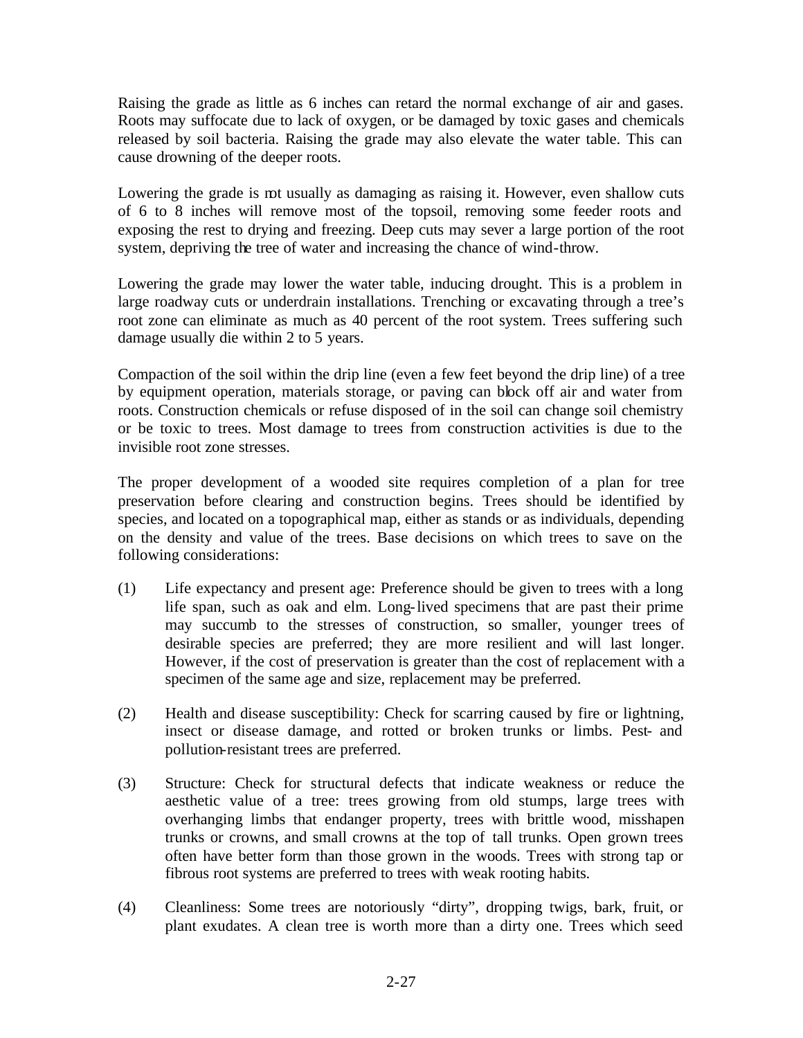Raising the grade as little as 6 inches can retard the normal exchange of air and gases. Roots may suffocate due to lack of oxygen, or be damaged by toxic gases and chemicals released by soil bacteria. Raising the grade may also elevate the water table. This can cause drowning of the deeper roots.

Lowering the grade is not usually as damaging as raising it. However, even shallow cuts of 6 to 8 inches will remove most of the topsoil, removing some feeder roots and exposing the rest to drying and freezing. Deep cuts may sever a large portion of the root system, depriving the tree of water and increasing the chance of wind-throw.

Lowering the grade may lower the water table, inducing drought. This is a problem in large roadway cuts or underdrain installations. Trenching or excavating through a tree's root zone can eliminate as much as 40 percent of the root system. Trees suffering such damage usually die within 2 to 5 years.

Compaction of the soil within the drip line (even a few feet beyond the drip line) of a tree by equipment operation, materials storage, or paving can block off air and water from roots. Construction chemicals or refuse disposed of in the soil can change soil chemistry or be toxic to trees. Most damage to trees from construction activities is due to the invisible root zone stresses.

The proper development of a wooded site requires completion of a plan for tree preservation before clearing and construction begins. Trees should be identified by species, and located on a topographical map, either as stands or as individuals, depending on the density and value of the trees. Base decisions on which trees to save on the following considerations:

(1) Life expectancy and present age: Preference should be given to trees with a long life span, such as oak and elm. Long-lived specimens that are past their prime may succumb to the stresses of construction, so smaller, younger trees of desirable species are preferred; they are more resilient and will last longer. However, if the cost of preservation is greater than the cost of replacement with a specimen of the same age and size, replacement may be preferred.

(2) Health and disease susceptibility: Check for scarring caused by fire or lightning, insect or disease damage, and rotted or broken trunks or limbs. Pest- and pollution-resistant trees are preferred.

(3) Structure: Check for structural defects that indicate weakness or reduce the aesthetic value of a tree: trees growing from old stumps, large trees with overhanging limbs that endanger property, trees with brittle wood, misshapen trunks or crowns, and small crowns at the top of tall trunks. Open grown trees often have better form than those grown in the woods. Trees with strong tap or fibrous root systems are preferred to trees with weak rooting habits.

(4) Cleanliness: Some trees are notoriously "dirty", dropping twigs, bark, fruit, or plant exudates. A clean tree is worth more than a dirty one. Trees which seed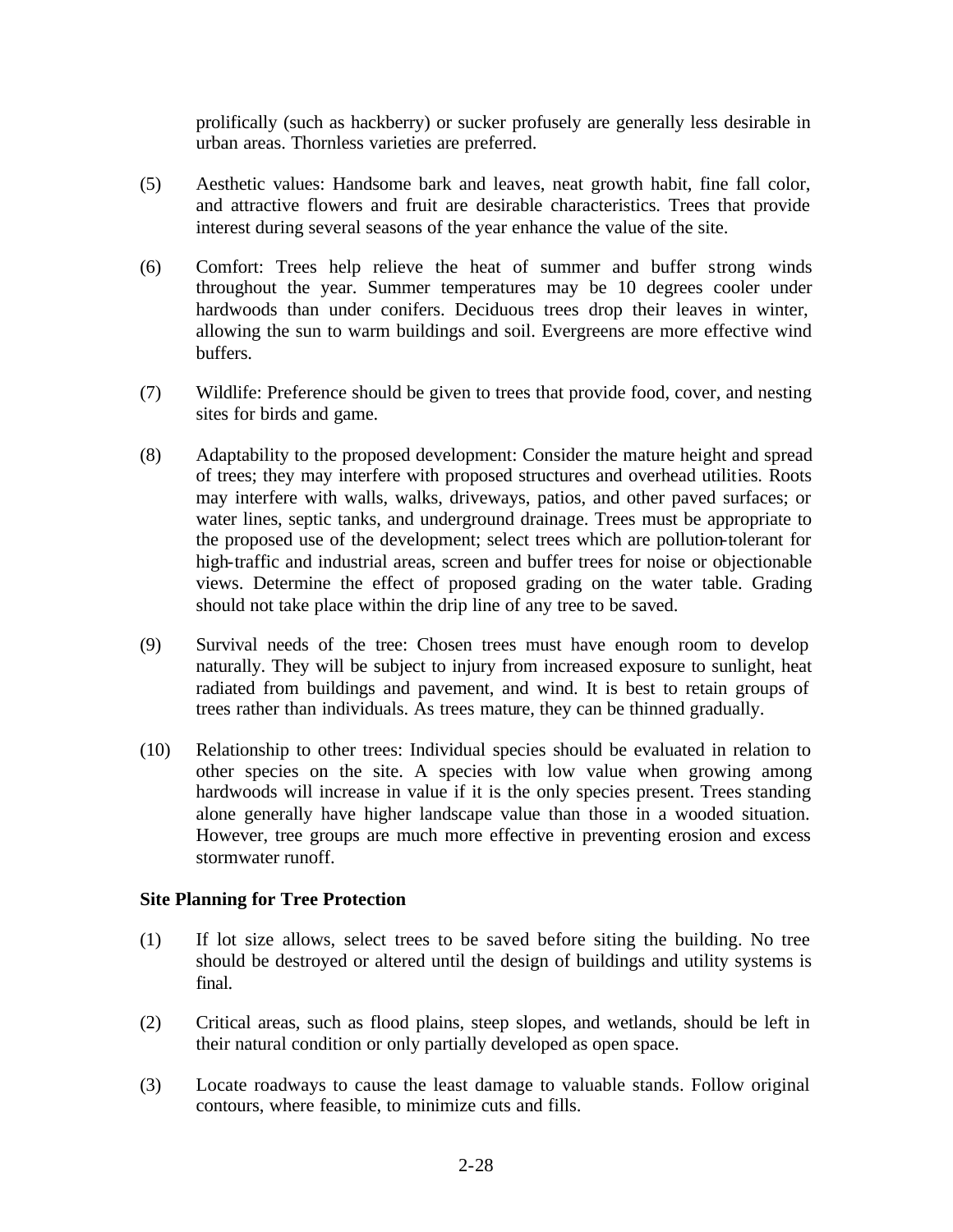prolifically (such as hackberry) or sucker profusely are generally less desirable in urban areas. Thornless varieties are preferred.

(5) Aesthetic values: Handsome bark and leaves, neat growth habit, fine fall color, and attractive flowers and fruit are desirable characteristics. Trees that provide interest during several seasons of the year enhance the value of the site.

(6) Comfort: Trees help relieve the heat of summer and buffer strong winds throughout the year. Summer temperatures may be 10 degrees cooler under hardwoods than under conifers. Deciduous trees drop their leaves in winter, allowing the sun to warm buildings and soil. Evergreens are more effective wind buffers.

(7) Wildlife: Preference should be given to trees that provide food, cover, and nesting sites for birds and game.

(8) Adaptability to the proposed development: Consider the mature height and spread of trees; they may interfere with proposed structures and overhead utilities. Roots may interfere with walls, walks, driveways, patios, and other paved surfaces; or water lines, septic tanks, and underground drainage. Trees must be appropriate to the proposed use of the development; select trees which are pollution-tolerant for high-traffic and industrial areas, screen and buffer trees for noise or objectionable views. Determine the effect of proposed grading on the water table. Grading should not take place within the drip line of any tree to be saved.

(9) Survival needs of the tree: Chosen trees must have enough room to develop naturally. They will be subject to injury from increased exposure to sunlight, heat radiated from buildings and pavement, and wind. It is best to retain groups of trees rather than individuals. As trees mature, they can be thinned gradually.

(10) Relationship to other trees: Individual species should be evaluated in relation to other species on the site. A species with low value when growing among hardwoods will increase in value if it is the only species present. Trees standing alone generally have higher landscape value than those in a wooded situation. However, tree groups are much more effective in preventing erosion and excess stormwater runoff.

**Site Planning for Tree Protection**

(1) If lot size allows, select trees to be saved before siting the building. No tree should be destroyed or altered until the design of buildings and utility systems is final.

(2) Critical areas, such as flood plains, steep slopes, and wetlands, should be left in their natural condition or only partially developed as open space.

(3) Locate roadways to cause the least damage to valuable stands. Follow original contours, where feasible, to minimize cuts and fills.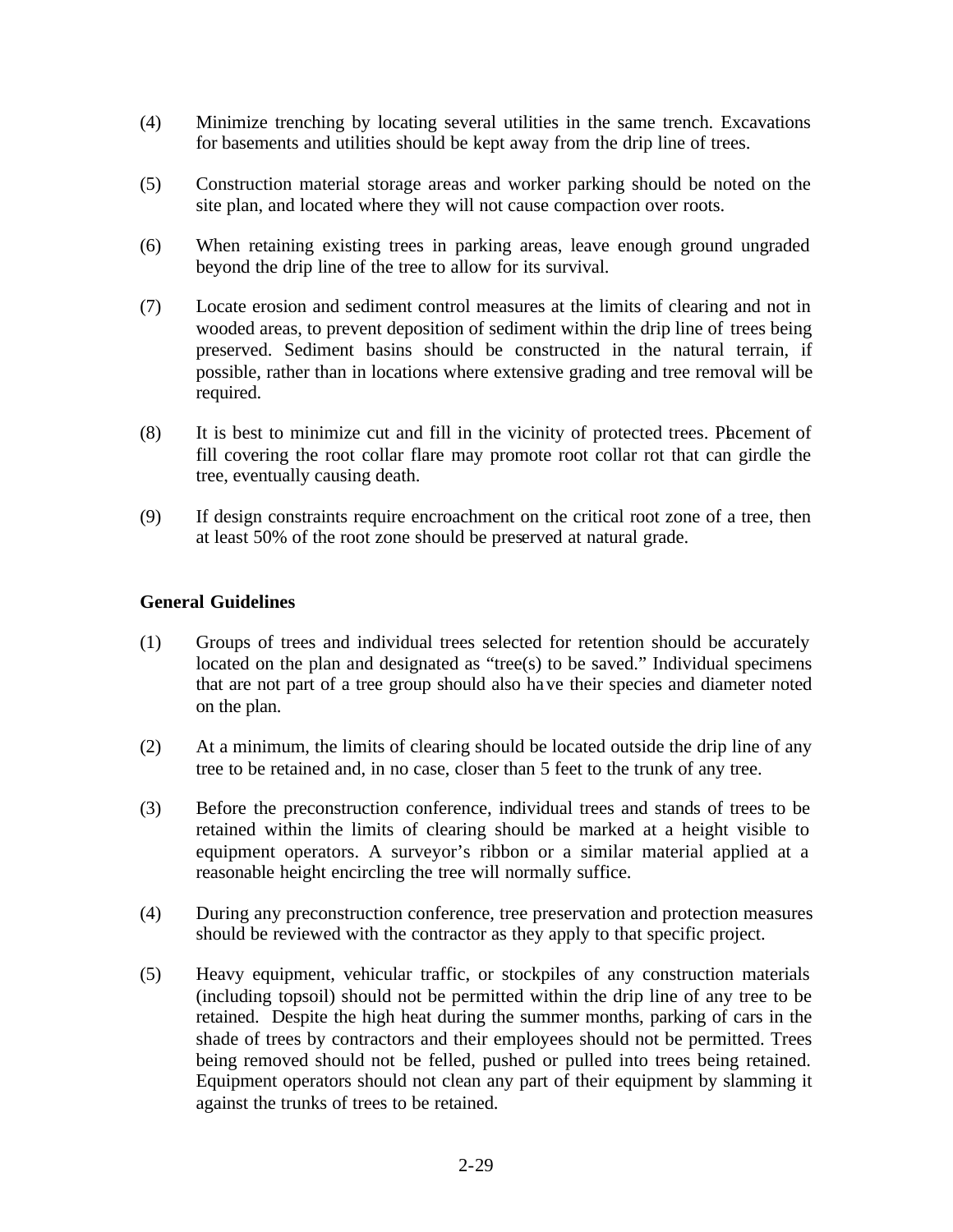(4) Minimize trenching by locating several utilities in the same trench. Excavations for basements and utilities should be kept away from the drip line of trees.

(5) Construction material storage areas and worker parking should be noted on the site plan, and located where they will not cause compaction over roots.

(6) When retaining existing trees in parking areas, leave enough ground ungraded beyond the drip line of the tree to allow for its survival.

(7) Locate erosion and sediment control measures at the limits of clearing and not in wooded areas, to prevent deposition of sediment within the drip line of trees being preserved. Sediment basins should be constructed in the natural terrain, if possible, rather than in locations where extensive grading and tree removal will be required.

(8) It is best to minimize cut and fill in the vicinity of protected trees. Placement of fill covering the root collar flare may promote root collar rot that can girdle the tree, eventually causing death.

(9) If design constraints require encroachment on the critical root zone of a tree, then at least 50% of the root zone should be preserved at natural grade.

**General Guidelines**

(1) Groups of trees and individual trees selected for retention should be accurately located on the plan and designated as "tree(s) to be saved." Individual specimens that are not part of a tree group should also have their species and diameter noted on the plan.

(2) At a minimum, the limits of clearing should be located outside the drip line of any tree to be retained and, in no case, closer than 5 feet to the trunk of any tree.

(3) Before the preconstruction conference, individual trees and stands of trees to be retained within the limits of clearing should be marked at a height visible to equipment operators. A surveyor's ribbon or a similar material applied at a reasonable height encircling the tree will normally suffice.

(4) During any preconstruction conference, tree preservation and protection measures should be reviewed with the contractor as they apply to that specific project.

(5) Heavy equipment, vehicular traffic, or stockpiles of any construction materials (including topsoil) should not be permitted within the drip line of any tree to be retained. Despite the high heat during the summer months, parking of cars in the shade of trees by contractors and their employees should not be permitted. Trees being removed should not be felled, pushed or pulled into trees being retained. Equipment operators should not clean any part of their equipment by slamming it against the trunks of trees to be retained.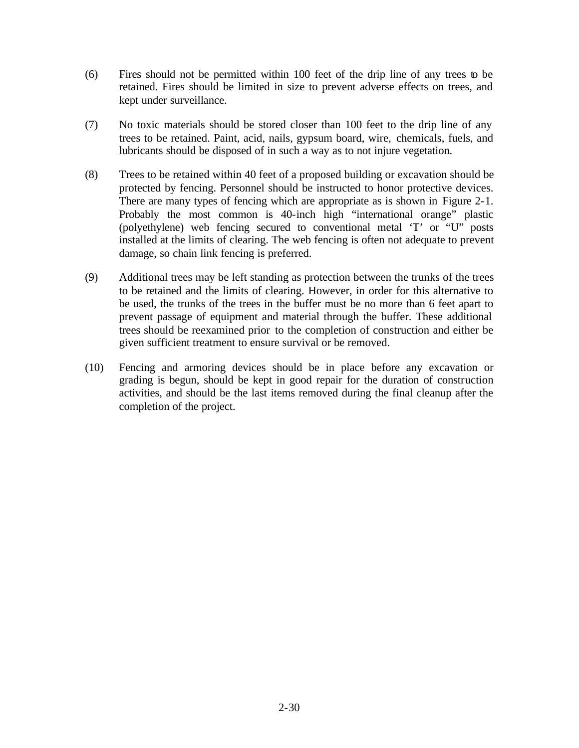(6) Fires should not be permitted within 100 feet of the drip line of any trees to be retained. Fires should be limited in size to prevent adverse effects on trees, and kept under surveillance.

(7) No toxic materials should be stored closer than 100 feet to the drip line of any trees to be retained. Paint, acid, nails, gypsum board, wire, chemicals, fuels, and lubricants should be disposed of in such a way as to not injure vegetation.

(8) Trees to be retained within 40 feet of a proposed building or excavation should be protected by fencing. Personnel should be instructed to honor protective devices. There are many types of fencing which are appropriate as is shown in Figure 2-1. Probably the most common is 40-inch high "international orange" plastic (polyethylene) web fencing secured to conventional metal 'T' or "U" posts installed at the limits of clearing. The web fencing is often not adequate to prevent damage, so chain link fencing is preferred.

(9) Additional trees may be left standing as protection between the trunks of the trees to be retained and the limits of clearing. However, in order for this alternative to be used, the trunks of the trees in the buffer must be no more than 6 feet apart to prevent passage of equipment and material through the buffer. These additional trees should be reexamined prior to the completion of construction and either be given sufficient treatment to ensure survival or be removed.

(10) Fencing and armoring devices should be in place before any excavation or grading is begun, should be kept in good repair for the duration of construction activities, and should be the last items removed during the final cleanup after the completion of the project.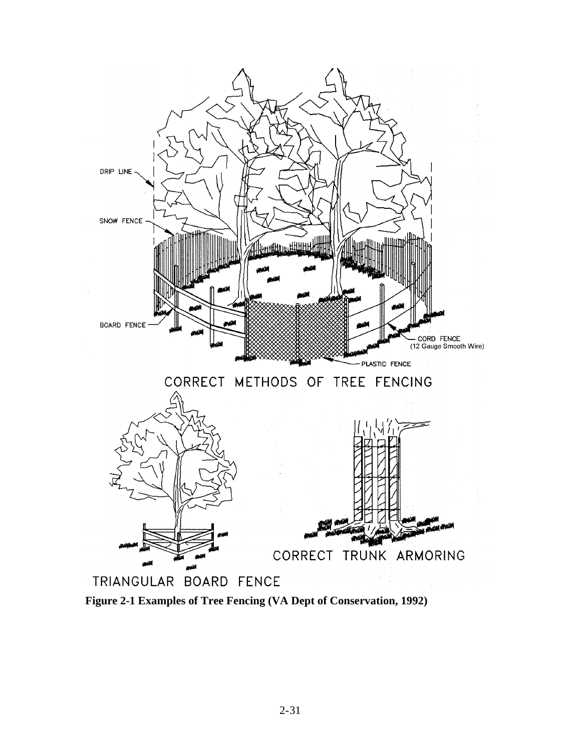**Figure 2-1 Examples of Tree Fencing (VA Dept of Conservation, 1992)**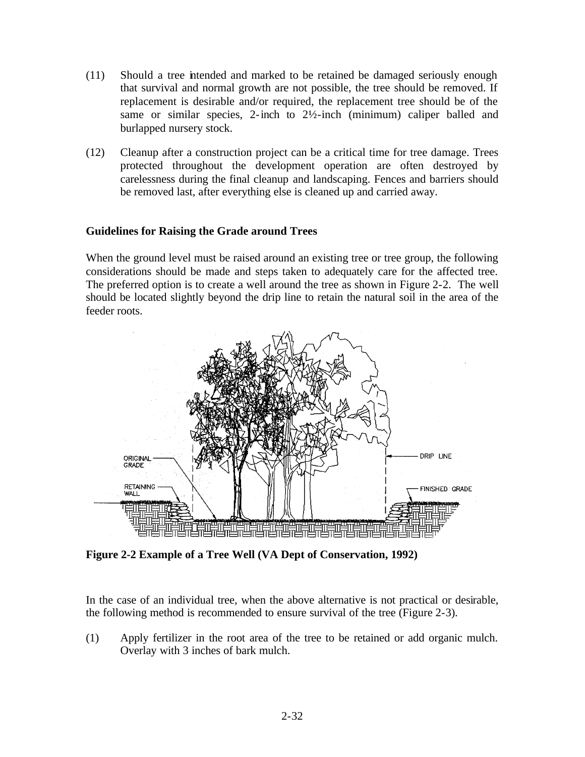(11) Should a tree intended and marked to be retained be damaged seriously enough that survival and normal growth are not possible, the tree should be removed. If replacement is desirable and/or required, the replacement tree should be of the same or similar species, 2-inch to 2½-inch (minimum) caliper balled and burlapped nursery stock.

(12) Cleanup after a construction project can be a critical time for tree damage. Trees protected throughout the development operation are often destroyed by carelessness during the final cleanup and landscaping. Fences and barriers should be removed last, after everything else is cleaned up and carried away.

### Guidelines for Raising the Grade around Trees

When the ground level must be raised around an existing tree or tree group, the following considerations should be made and steps taken to adequately care for the affected tree. The preferred option is to create a well around the tree as shown in Figure 2-2. The well should be located slightly beyond the drip line to retain the natural soil in the area of the feeder roots.

**Figure 2-2 Example of a Tree Well (VA Dept of Conservation, 1992)**

In the case of an individual tree, when the above alternative is not practical or desirable, the following method is recommended to ensure survival of the tree (Figure 2-3).

(1) Apply fertilizer in the root area of the tree to be retained or add organic mulch. Overlay with 3 inches of bark mulch.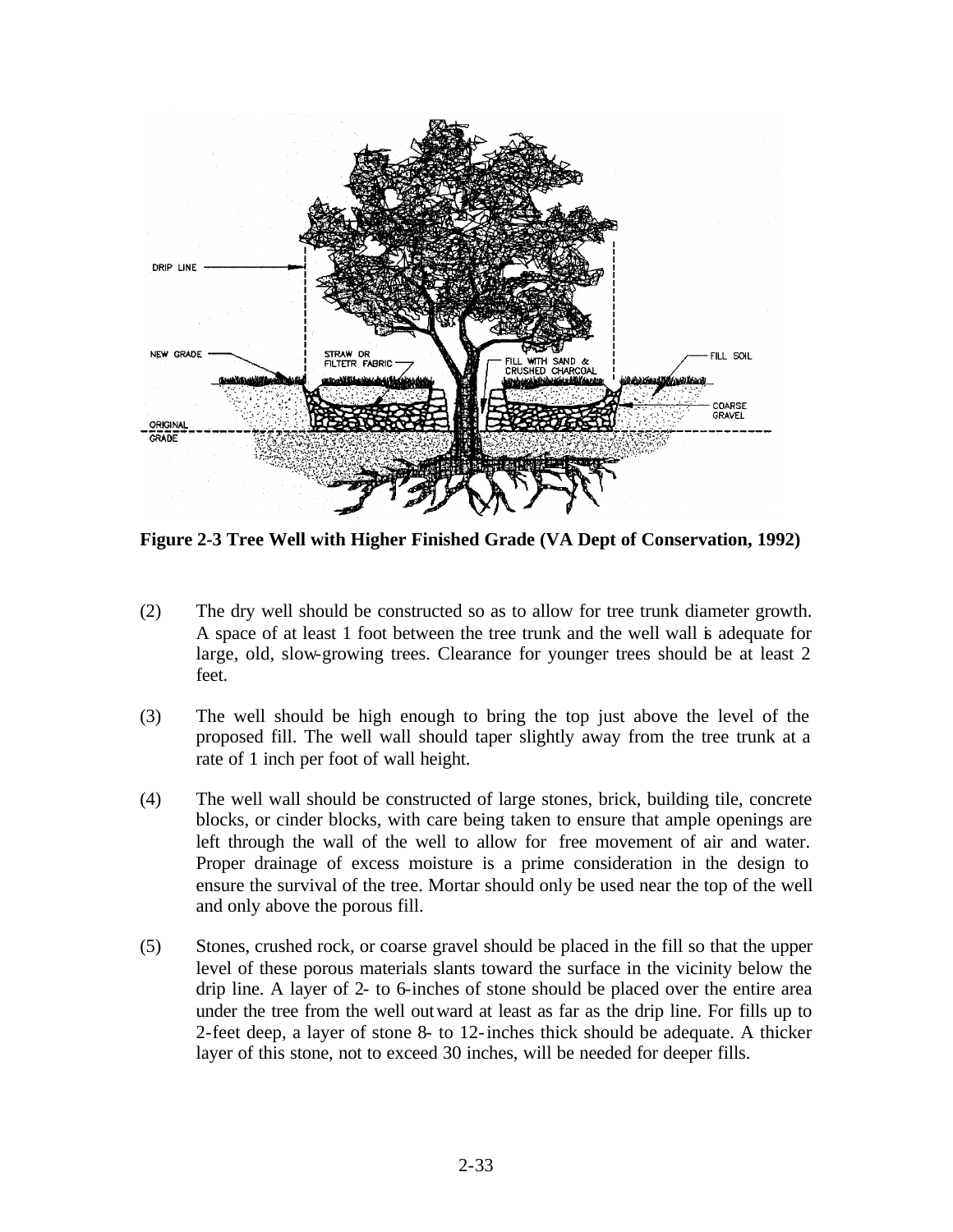**Figure 2-3 Tree Well with Higher Finished Grade (VA Dept of Conservation, 1992)**

(2) The dry well should be constructed so as to allow for tree trunk diameter growth. A space of at least 1 foot between the tree trunk and the well wall is adequate for large, old, slow-growing trees. Clearance for younger trees should be at least 2 feet.

(3) The well should be high enough to bring the top just above the level of the proposed fill. The well wall should taper slightly away from the tree trunk at a rate of 1 inch per foot of wall height.

(4) The well wall should be constructed of large stones, brick, building tile, concrete blocks, or cinder blocks, with care being taken to ensure that ample openings are left through the wall of the well to allow for free movement of air and water. Proper drainage of excess moisture is a prime consideration in the design to ensure the survival of the tree. Mortar should only be used near the top of the well and only above the porous fill.

(5) Stones, crushed rock, or coarse gravel should be placed in the fill so that the upper level of these porous materials slants toward the surface in the vicinity below the drip line. A layer of 2- to 6-inches of stone should be placed over the entire area under the tree from the well outward at least as far as the drip line. For fills up to 2-feet deep, a layer of stone 8- to 12-inches thick should be adequate. A thicker layer of this stone, not to exceed 30 inches, will be needed for deeper fills.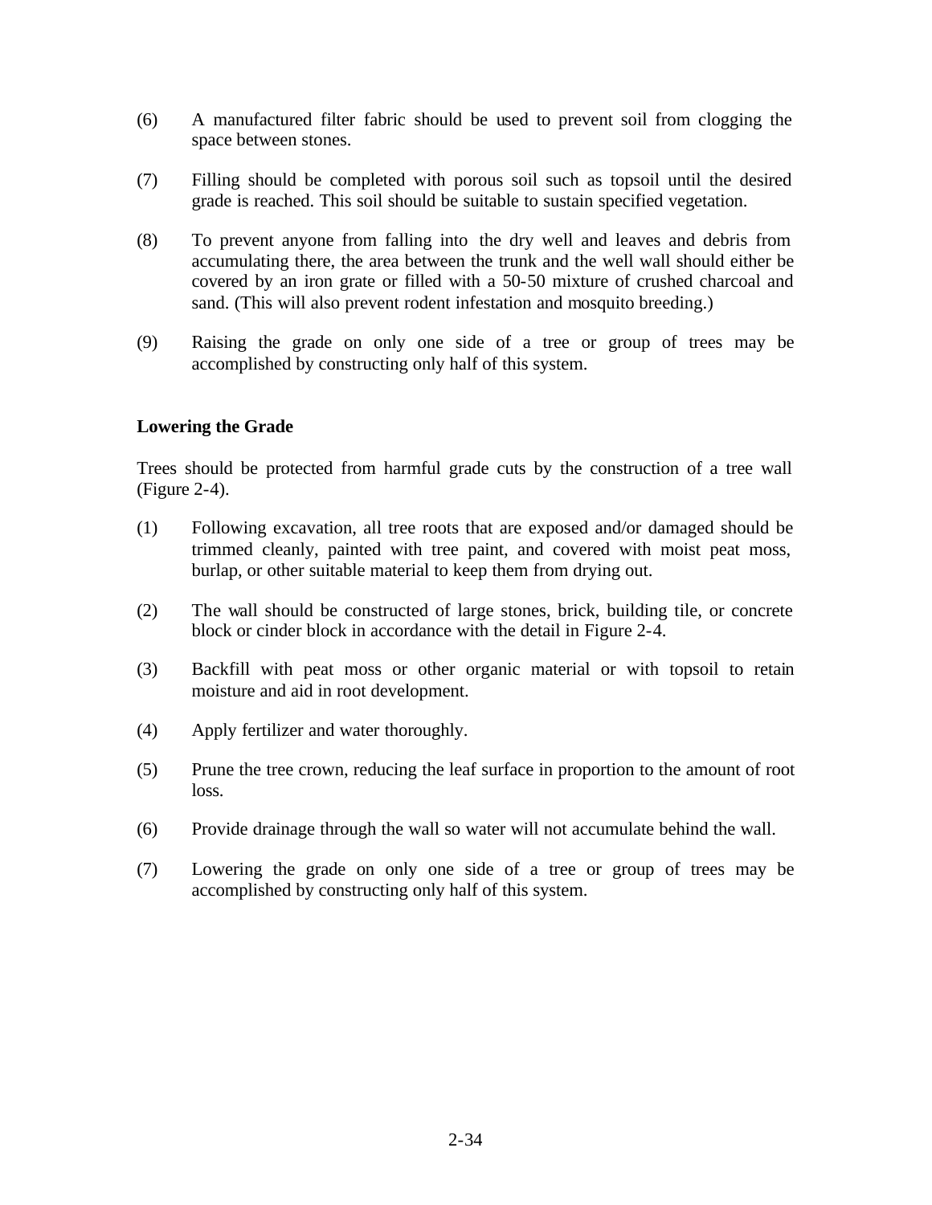(6) A manufactured filter fabric should be used to prevent soil from clogging the space between stones.

(7) Filling should be completed with porous soil such as topsoil until the desired grade is reached. This soil should be suitable to sustain specified vegetation.

(8) To prevent anyone from falling into the dry well and leaves and debris from accumulating there, the area between the trunk and the well wall should either be covered by an iron grate or filled with a 50-50 mixture of crushed charcoal and sand. (This will also prevent rodent infestation and mosquito breeding.)

(9) Raising the grade on only one side of a tree or group of trees may be accomplished by constructing only half of this system.

**Lowering the Grade**

Trees should be protected from harmful grade cuts by the construction of a tree wall (Figure 2-4).

(1) Following excavation, all tree roots that are exposed and/or damaged should be trimmed cleanly, painted with tree paint, and covered with moist peat moss, burlap, or other suitable material to keep them from drying out.

(2) The wall should be constructed of large stones, brick, building tile, or concrete block or cinder block in accordance with the detail in Figure 2-4.

(3) Backfill with peat moss or other organic material or with topsoil to retain moisture and aid in root development.

(4) Apply fertilizer and water thoroughly.

(5) Prune the tree crown, reducing the leaf surface in proportion to the amount of root loss.

(6) Provide drainage through the wall so water will not accumulate behind the wall.

(7) Lowering the grade on only one side of a tree or group of trees may be accomplished by constructing only half of this system.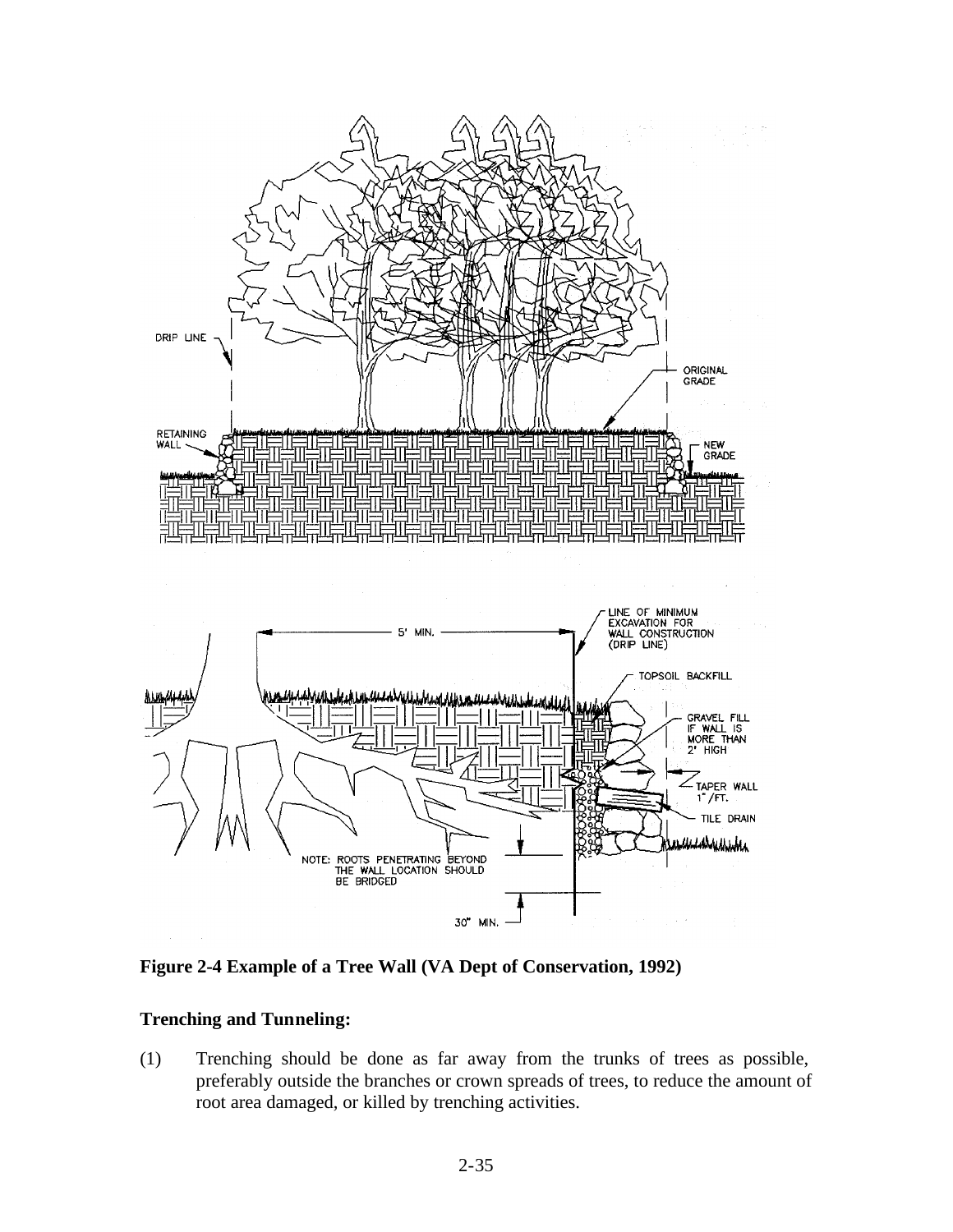**Figure 2-4 Example of a Tree Wall (VA Dept of Conservation, 1992)**

**Trenching and Tunneling:**

(1) Trenching should be done as far away from the trunks of trees as possible, preferably outside the branches or crown spreads of trees, to reduce the amount of root area damaged, or killed by trenching activities.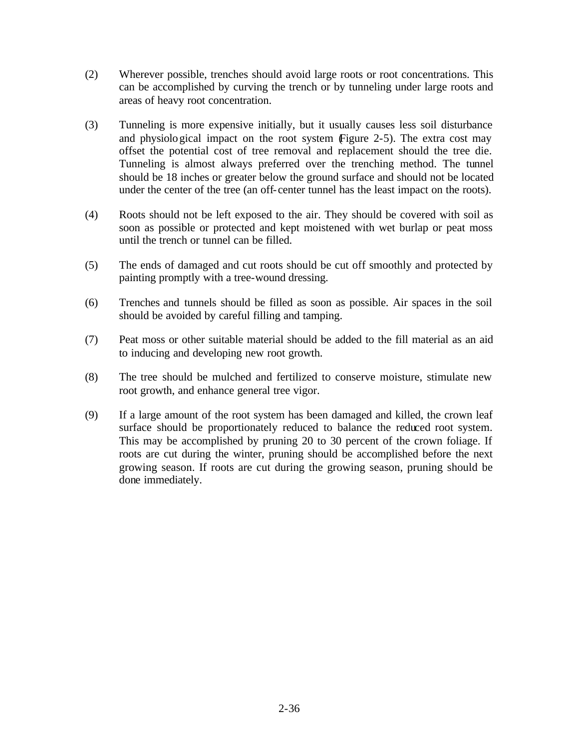(2) Wherever possible, trenches should avoid large roots or root concentrations. This can be accomplished by curving the trench or by tunneling under large roots and areas of heavy root concentration.

(3) Tunneling is more expensive initially, but it usually causes less soil disturbance and physiological impact on the root system (Figure 2-5). The extra cost may offset the potential cost of tree removal and replacement should the tree die. Tunneling is almost always preferred over the trenching method. The tunnel should be 18 inches or greater below the ground surface and should not be located under the center of the tree (an off-center tunnel has the least impact on the roots).

(4) Roots should not be left exposed to the air. They should be covered with soil as soon as possible or protected and kept moistened with wet burlap or peat moss until the trench or tunnel can be filled.

(5) The ends of damaged and cut roots should be cut off smoothly and protected by painting promptly with a tree-wound dressing.

(6) Trenches and tunnels should be filled as soon as possible. Air spaces in the soil should be avoided by careful filling and tamping.

(7) Peat moss or other suitable material should be added to the fill material as an aid to inducing and developing new root growth.

(8) The tree should be mulched and fertilized to conserve moisture, stimulate new root growth, and enhance general tree vigor.

(9) If a large amount of the root system has been damaged and killed, the crown leaf surface should be proportionately reduced to balance the reduced root system. This may be accomplished by pruning 20 to 30 percent of the crown foliage. If roots are cut during the winter, pruning should be accomplished before the next growing season. If roots are cut during the growing season, pruning should be done immediately.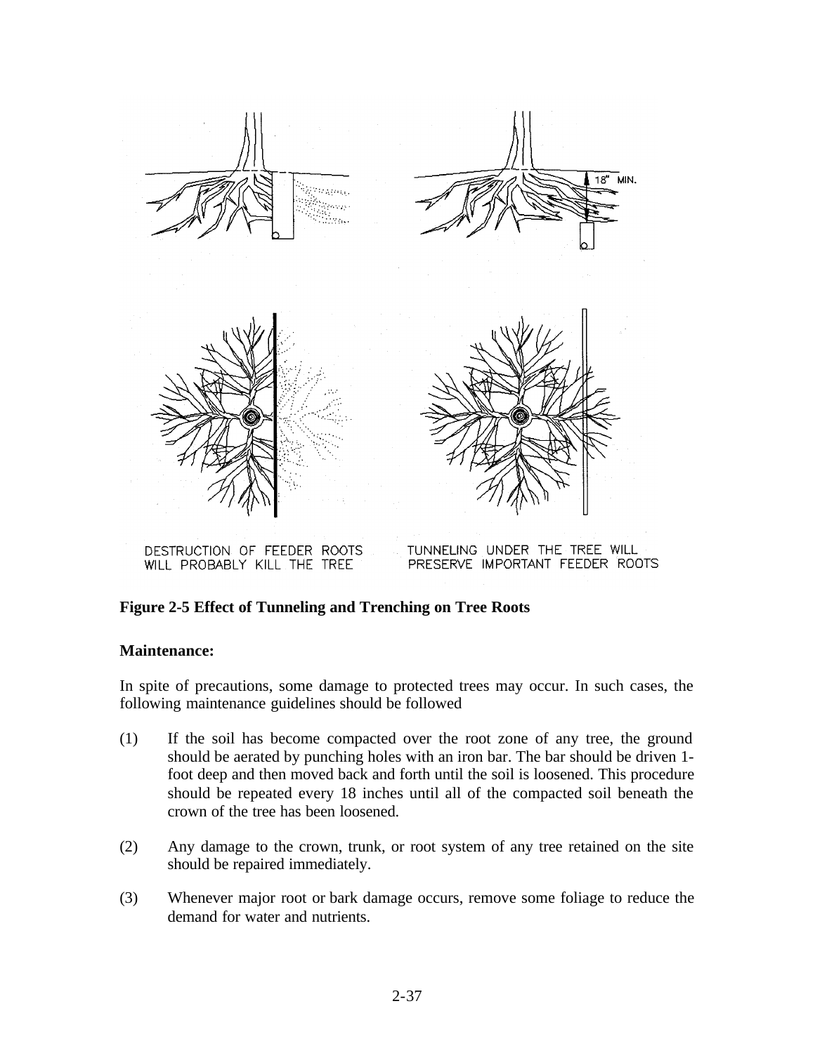DESTRUCTION OF FEEDER ROOTS WILL PROBABLY KILL THE TREE

TUNNELING UNDER THE TREE WILL PRESERVE IMPORTANT FEEDER ROOTS

18" MIN.

**Figure 2-5 Effect of Tunneling and Trenching on Tree Roots**

**Maintenance:**

In spite of precautions, some damage to protected trees may occur. In such cases, the following maintenance guidelines should be followed

(1) If the soil has become compacted over the root zone of any tree, the ground should be aerated by punching holes with an iron bar. The bar should be driven 1-foot deep and then moved back and forth until the soil is loosened. This procedure should be repeated every 18 inches until all of the compacted soil beneath the crown of the tree has been loosened.

(2) Any damage to the crown, trunk, or root system of any tree retained on the site should be repaired immediately.

(3) Whenever major root or bark damage occurs, remove some foliage to reduce the demand for water and nutrients.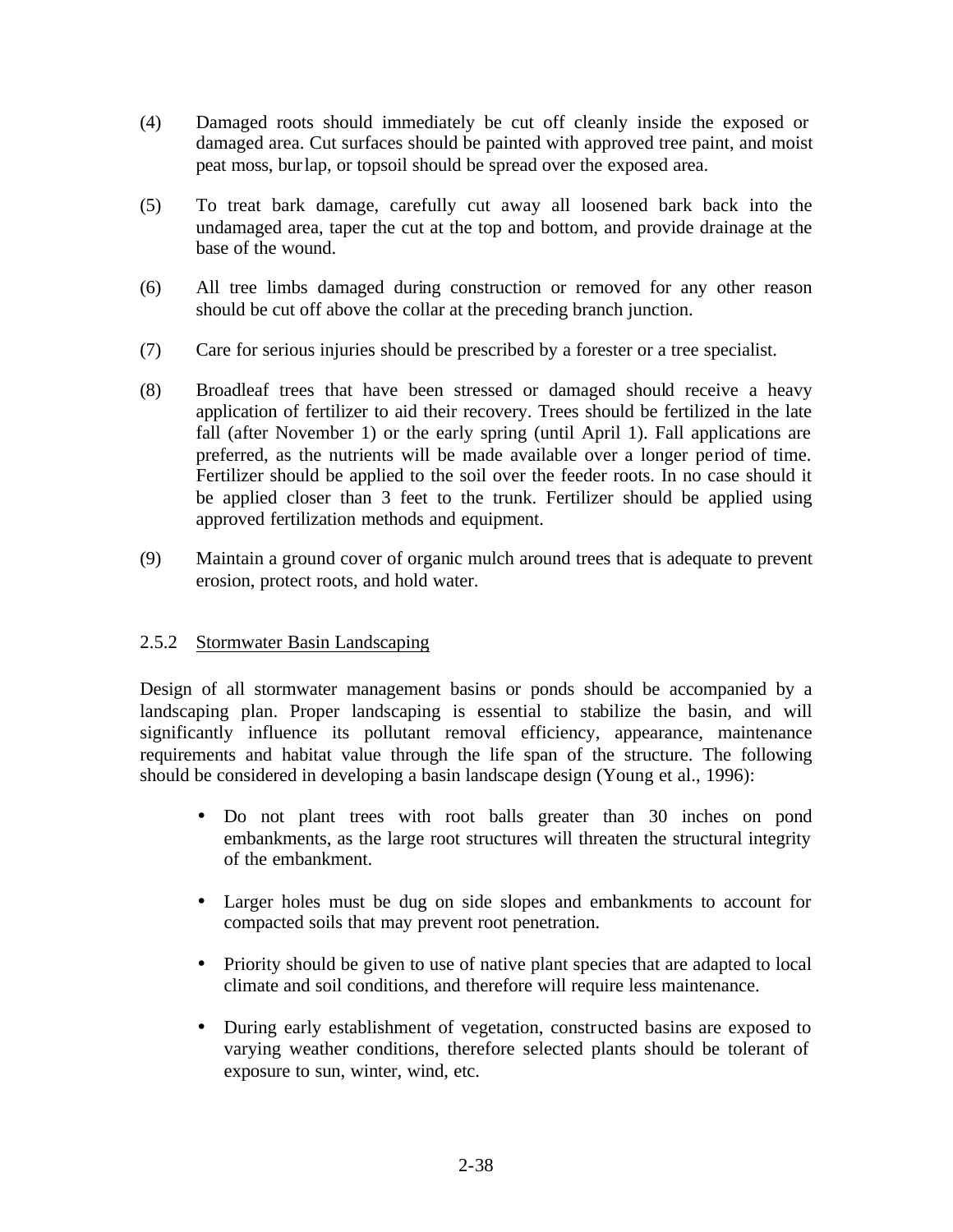(4) Damaged roots should immediately be cut off cleanly inside the exposed or damaged area. Cut surfaces should be painted with approved tree paint, and moist peat moss, burlap, or topsoil should be spread over the exposed area.

(5) To treat bark damage, carefully cut away all loosened bark back into the undamaged area, taper the cut at the top and bottom, and provide drainage at the base of the wound.

(6) All tree limbs damaged during construction or removed for any other reason should be cut off above the collar at the preceding branch junction.

(7) Care for serious injuries should be prescribed by a forester or a tree specialist.

(8) Broadleaf trees that have been stressed or damaged should receive a heavy application of fertilizer to aid their recovery. Trees should be fertilized in the late fall (after November 1) or the early spring (until April 1). Fall applications are preferred, as the nutrients will be made available over a longer period of time. Fertilizer should be applied to the soil over the feeder roots. In no case should it be applied closer than 3 feet to the trunk. Fertilizer should be applied using approved fertilization methods and equipment.

(9) Maintain a ground cover of organic mulch around trees that is adequate to prevent erosion, protect roots, and hold water.

### 2.5.2 Stormwater Basin Landscaping

Design of all stormwater management basins or ponds should be accompanied by a landscaping plan. Proper landscaping is essential to stabilize the basin, and will significantly influence its pollutant removal efficiency, appearance, maintenance requirements and habitat value through the life span of the structure. The following should be considered in developing a basin landscape design (Young et al., 1996):

- Do not plant trees with root balls greater than 30 inches on pond embankments, as the large root structures will threaten the structural integrity of the embankment.
- Larger holes must be dug on side slopes and embankments to account for compacted soils that may prevent root penetration.
- Priority should be given to use of native plant species that are adapted to local climate and soil conditions, and therefore will require less maintenance.
- During early establishment of vegetation, constructed basins are exposed to varying weather conditions, therefore selected plants should be tolerant of exposure to sun, winter, wind, etc.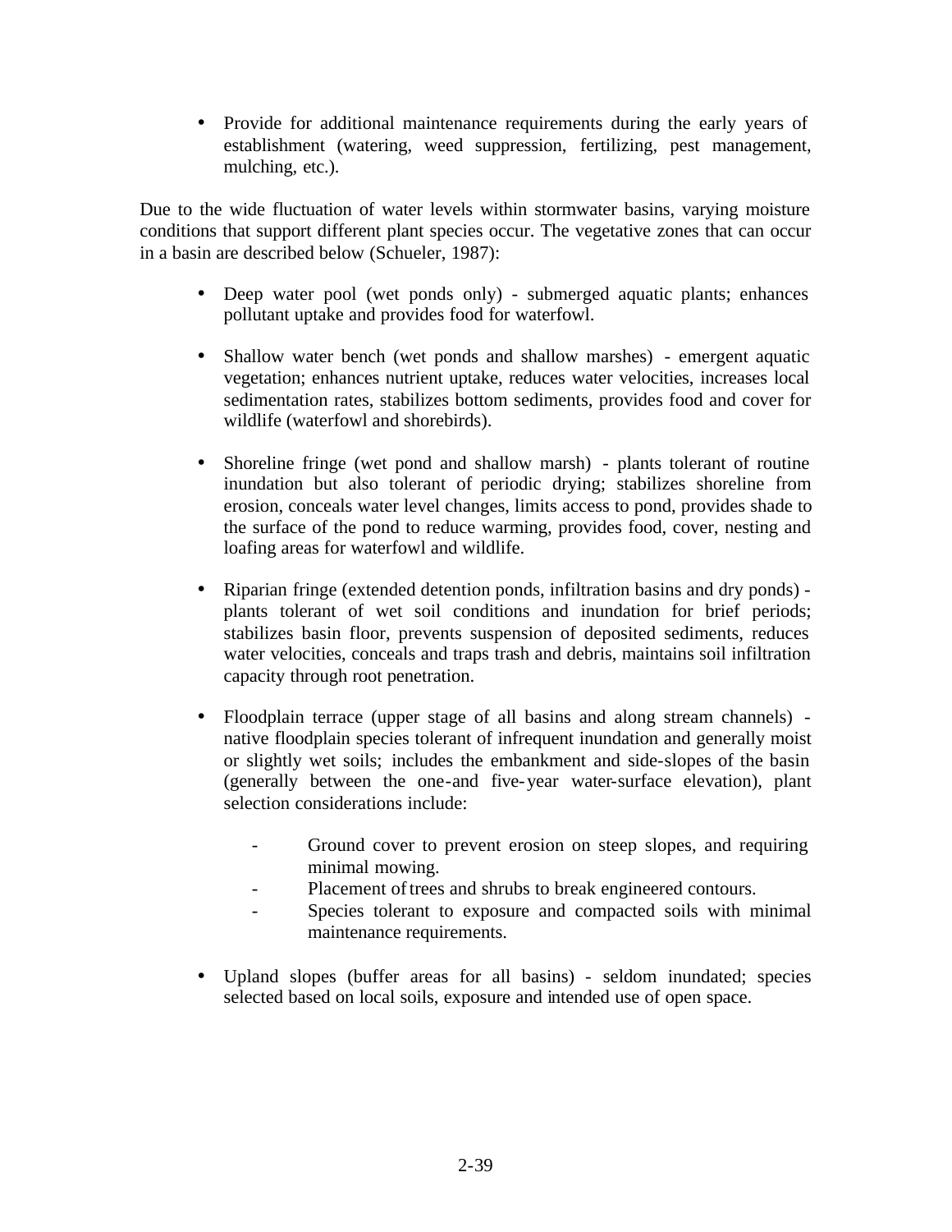- Provide for additional maintenance requirements during the early years of establishment (watering, weed suppression, fertilizing, pest management, mulching, etc.).

Due to the wide fluctuation of water levels within stormwater basins, varying moisture conditions that support different plant species occur. The vegetative zones that can occur in a basin are described below (Schueler, 1987):

- Deep water pool (wet ponds only) - submerged aquatic plants; enhances pollutant uptake and provides food for waterfowl.

- Shallow water bench (wet ponds and shallow marshes) - emergent aquatic vegetation; enhances nutrient uptake, reduces water velocities, increases local sedimentation rates, stabilizes bottom sediments, provides food and cover for wildlife (waterfowl and shorebirds).

- Shoreline fringe (wet pond and shallow marsh) - plants tolerant of routine inundation but also tolerant of periodic drying; stabilizes shoreline from erosion, conceals water level changes, limits access to pond, provides shade to the surface of the pond to reduce warming, provides food, cover, nesting and loafing areas for waterfowl and wildlife.

- Riparian fringe (extended detention ponds, infiltration basins and dry ponds) - plants tolerant of wet soil conditions and inundation for brief periods; stabilizes basin floor, prevents suspension of deposited sediments, reduces water velocities, conceals and traps trash and debris, maintains soil infiltration capacity through root penetration.

- Floodplain terrace (upper stage of all basins and along stream channels) - native floodplain species tolerant of infrequent inundation and generally moist or slightly wet soils; includes the embankment and side-slopes of the basin (generally between the one-and five-year water-surface elevation), plant selection considerations include:

  - Ground cover to prevent erosion on steep slopes, and requiring minimal mowing.
  - Placement of trees and shrubs to break engineered contours.
  - Species tolerant to exposure and compacted soils with minimal maintenance requirements.

- Upland slopes (buffer areas for all basins) - seldom inundated; species selected based on local soils, exposure and intended use of open space.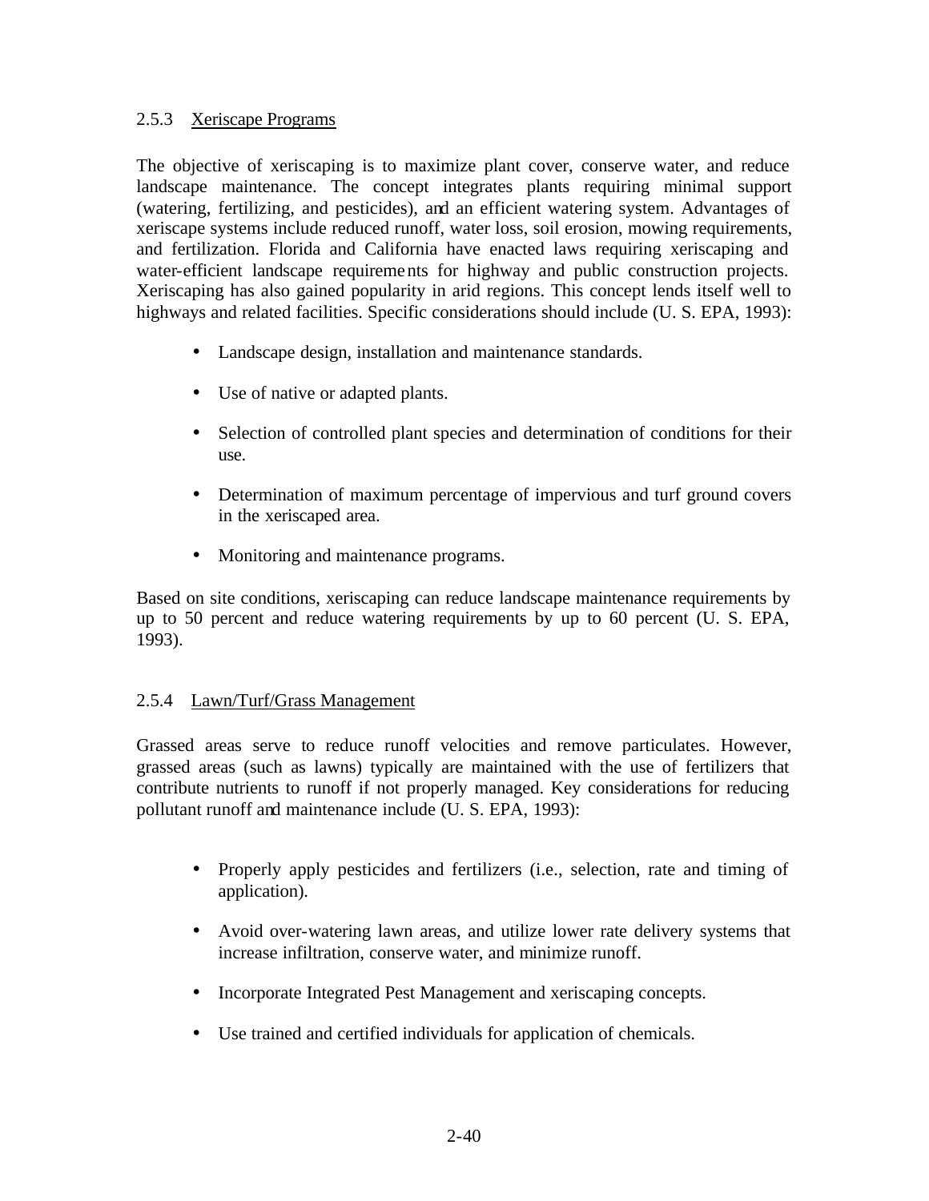### 2.5.3 Xeriscape Programs

The objective of xeriscaping is to maximize plant cover, conserve water, and reduce landscape maintenance. The concept integrates plants requiring minimal support (watering, fertilizing, and pesticides), and an efficient watering system. Advantages of xeriscape systems include reduced runoff, water loss, soil erosion, mowing requirements, and fertilization. Florida and California have enacted laws requiring xeriscaping and water-efficient landscape requirements for highway and public construction projects. Xeriscaping has also gained popularity in arid regions. This concept lends itself well to highways and related facilities. Specific considerations should include (U. S. EPA, 1993):

- Landscape design, installation and maintenance standards.
- Use of native or adapted plants.
- Selection of controlled plant species and determination of conditions for their use.
- Determination of maximum percentage of impervious and turf ground covers in the xeriscaped area.
- Monitoring and maintenance programs.

Based on site conditions, xeriscaping can reduce landscape maintenance requirements by up to 50 percent and reduce watering requirements by up to 60 percent (U. S. EPA, 1993).

### 2.5.4 Lawn/Turf/Grass Management

Grassed areas serve to reduce runoff velocities and remove particulates. However, grassed areas (such as lawns) typically are maintained with the use of fertilizers that contribute nutrients to runoff if not properly managed. Key considerations for reducing pollutant runoff and maintenance include (U. S. EPA, 1993):

- Properly apply pesticides and fertilizers (i.e., selection, rate and timing of application).
- Avoid over-watering lawn areas, and utilize lower rate delivery systems that increase infiltration, conserve water, and minimize runoff.
- Incorporate Integrated Pest Management and xeriscaping concepts.
- Use trained and certified individuals for application of chemicals.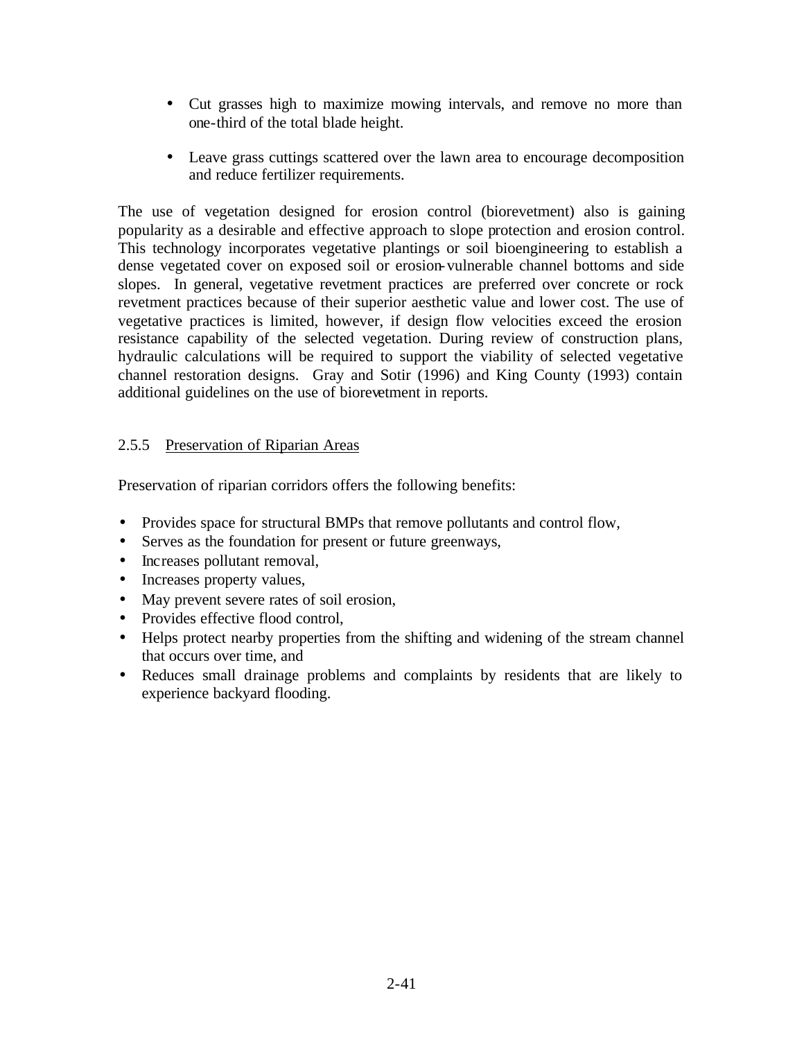- Cut grasses high to maximize mowing intervals, and remove no more than one-third of the total blade height.

- Leave grass cuttings scattered over the lawn area to encourage decomposition and reduce fertilizer requirements.

The use of vegetation designed for erosion control (biorevetment) also is gaining popularity as a desirable and effective approach to slope protection and erosion control. This technology incorporates vegetative plantings or soil bioengineering to establish a dense vegetated cover on exposed soil or erosion-vulnerable channel bottoms and side slopes. In general, vegetative revetment practices are preferred over concrete or rock revetment practices because of their superior aesthetic value and lower cost. The use of vegetative practices is limited, however, if design flow velocities exceed the erosion resistance capability of the selected vegetation. During review of construction plans, hydraulic calculations will be required to support the viability of selected vegetative channel restoration designs. Gray and Sotir (1996) and King County (1993) contain additional guidelines on the use of biorevetment in reports.

### 2.5.5 Preservation of Riparian Areas

Preservation of riparian corridors offers the following benefits:

- Provides space for structural BMPs that remove pollutants and control flow,
- Serves as the foundation for present or future greenways,
- Increases pollutant removal,
- Increases property values,
- May prevent severe rates of soil erosion,
- Provides effective flood control,
- Helps protect nearby properties from the shifting and widening of the stream channel that occurs over time, and
- Reduces small drainage problems and complaints by residents that are likely to experience backyard flooding.